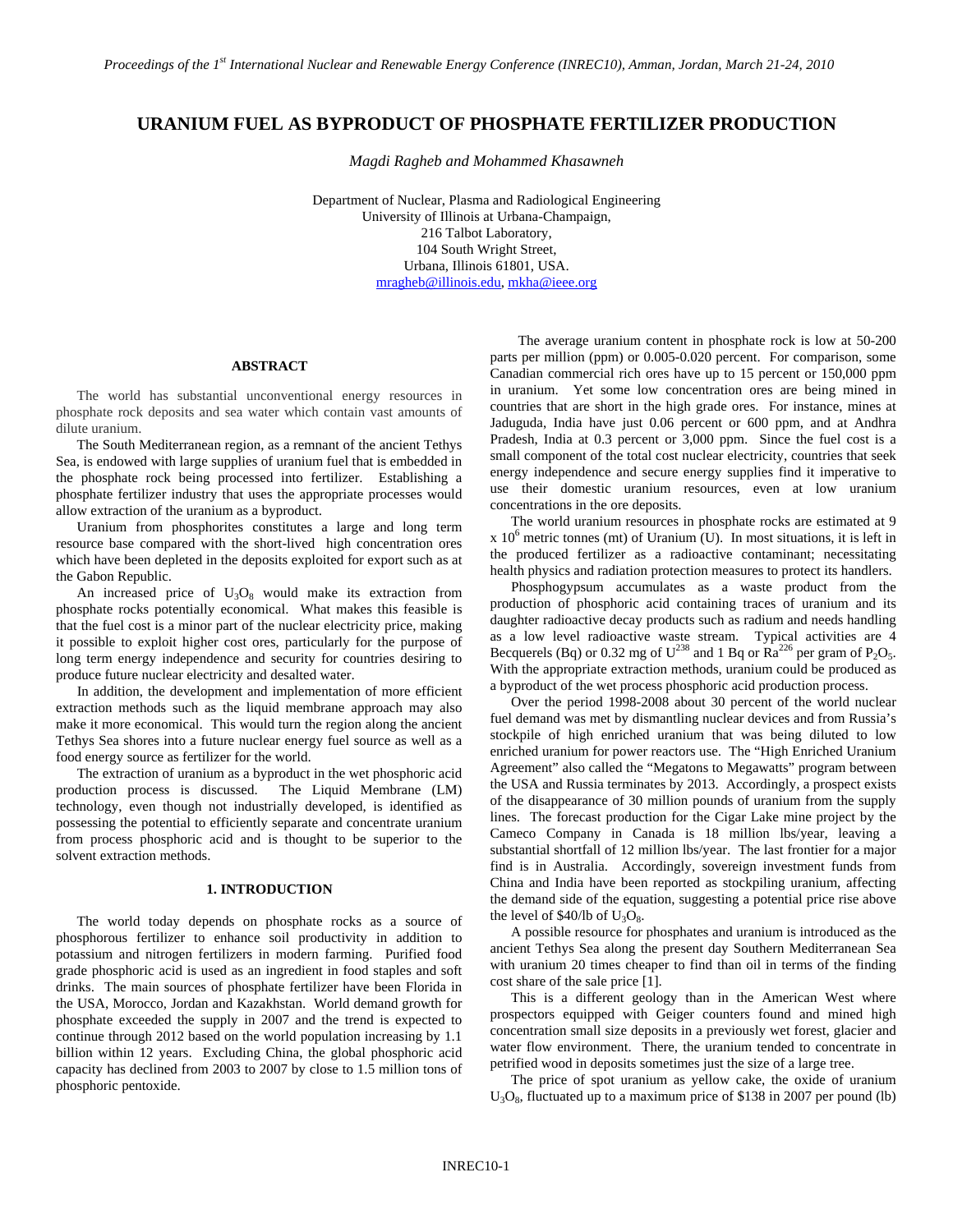# URANIUM FUEL AS BYPRODUCT OF PHOSPHATE FERTILIZER PRODUCTION

*Magdi Ragheb and Mohammed Khasawneh*

Department of Nuclear, Plasma and Radiological Engineering
University of Illinois at Urbana-Champaign,
216 Talbot Laboratory,
104 South Wright Street,
Urbana, Illinois 61801, USA.
mragheb@illinois.edu, mkha@ieee.org

## ABSTRACT

The world has substantial unconventional energy resources in phosphate rock deposits and sea water which contain vast amounts of dilute uranium.

The South Mediterranean region, as a remnant of the ancient Tethys Sea, is endowed with large supplies of uranium fuel that is embedded in the phosphate rock being processed into fertilizer. Establishing a phosphate fertilizer industry that uses the appropriate processes would allow extraction of the uranium as a byproduct.

Uranium from phosphorites constitutes a large and long term resource base compared with the short-lived high concentration ores which have been depleted in the deposits exploited for export such as at the Gabon Republic.

An increased price of $U_3O_8$ would make its extraction from phosphate rocks potentially economical. What makes this feasible is that the fuel cost is a minor part of the nuclear electricity price, making it possible to exploit higher cost ores, particularly for the purpose of long term energy independence and security for countries desiring to produce future nuclear electricity and desalted water.

In addition, the development and implementation of more efficient extraction methods such as the liquid membrane approach may also make it more economical. This would turn the region along the ancient Tethys Sea shores into a future nuclear energy fuel source as well as a food energy source as fertilizer for the world.

The extraction of uranium as a byproduct in the wet phosphoric acid production process is discussed. The Liquid Membrane (LM) technology, even though not industrially developed, is identified as possessing the potential to efficiently separate and concentrate uranium from process phosphoric acid and is thought to be superior to the solvent extraction methods.

## 1. INTRODUCTION

The world today depends on phosphate rocks as a source of phosphorous fertilizer to enhance soil productivity in addition to potassium and nitrogen fertilizers in modern farming. Purified food grade phosphoric acid is used as an ingredient in food staples and soft drinks. The main sources of phosphate fertilizer have been Florida in the USA, Morocco, Jordan and Kazakhstan. World demand growth for phosphate exceeded the supply in 2007 and the trend is expected to continue through 2012 based on the world population increasing by 1.1 billion within 12 years. Excluding China, the global phosphoric acid capacity has declined from 2003 to 2007 by close to 1.5 million tons of phosphoric pentoxide.

The average uranium content in phosphate rock is low at 50-200 parts per million (ppm) or 0.005-0.020 percent. For comparison, some Canadian commercial rich ores have up to 15 percent or 150,000 ppm in uranium. Yet some low concentration ores are being mined in countries that are short in the high grade ores. For instance, mines at Jaduguda, India have just 0.06 percent or 600 ppm, and at Andhra Pradesh, India at 0.3 percent or 3,000 ppm. Since the fuel cost is a small component of the total cost nuclear electricity, countries that seek energy independence and secure energy supplies find it imperative to use their domestic uranium resources, even at low uranium concentrations in the ore deposits.

The world uranium resources in phosphate rocks are estimated at 9 x $10^6$ metric tonnes (mt) of Uranium (U). In most situations, it is left in the produced fertilizer as a radioactive contaminant; necessitating health physics and radiation protection measures to protect its handlers.

Phosphogypsum accumulates as a waste product from the production of phosphoric acid containing traces of uranium and its daughter radioactive decay products such as radium and needs handling as a low level radioactive waste stream. Typical activities are 4 Becquerels (Bq) or 0.32 mg of $U^{238}$ and 1 Bq or $Ra^{226}$ per gram of $P_2O_5$. With the appropriate extraction methods, uranium could be produced as a byproduct of the wet process phosphoric acid production process.

Over the period 1998-2008 about 30 percent of the world nuclear fuel demand was met by dismantling nuclear devices and from Russia's stockpile of high enriched uranium that was being diluted to low enriched uranium for power reactors use. The "High Enriched Uranium Agreement" also called the "Megatons to Megawatts" program between the USA and Russia terminates by 2013. Accordingly, a prospect exists of the disappearance of 30 million pounds of uranium from the supply lines. The forecast production for the Cigar Lake mine project by the Cameco Company in Canada is 18 million lbs/year, leaving a substantial shortfall of 12 million lbs/year. The last frontier for a major find is in Australia. Accordingly, sovereign investment funds from China and India have been reported as stockpiling uranium, affecting the demand side of the equation, suggesting a potential price rise above the level of $40/lb of $U_3O_8$.

A possible resource for phosphates and uranium is introduced as the ancient Tethys Sea along the present day Southern Mediterranean Sea with uranium 20 times cheaper to find than oil in terms of the finding cost share of the sale price [1].

This is a different geology than in the American West where prospectors equipped with Geiger counters found and mined high concentration small size deposits in a previously wet forest, glacier and water flow environment. There, the uranium tended to concentrate in petrified wood in deposits sometimes just the size of a large tree.

The price of spot uranium as yellow cake, the oxide of uranium $U_3O_8$, fluctuated up to a maximum price of $138 in 2007 per pound (lb)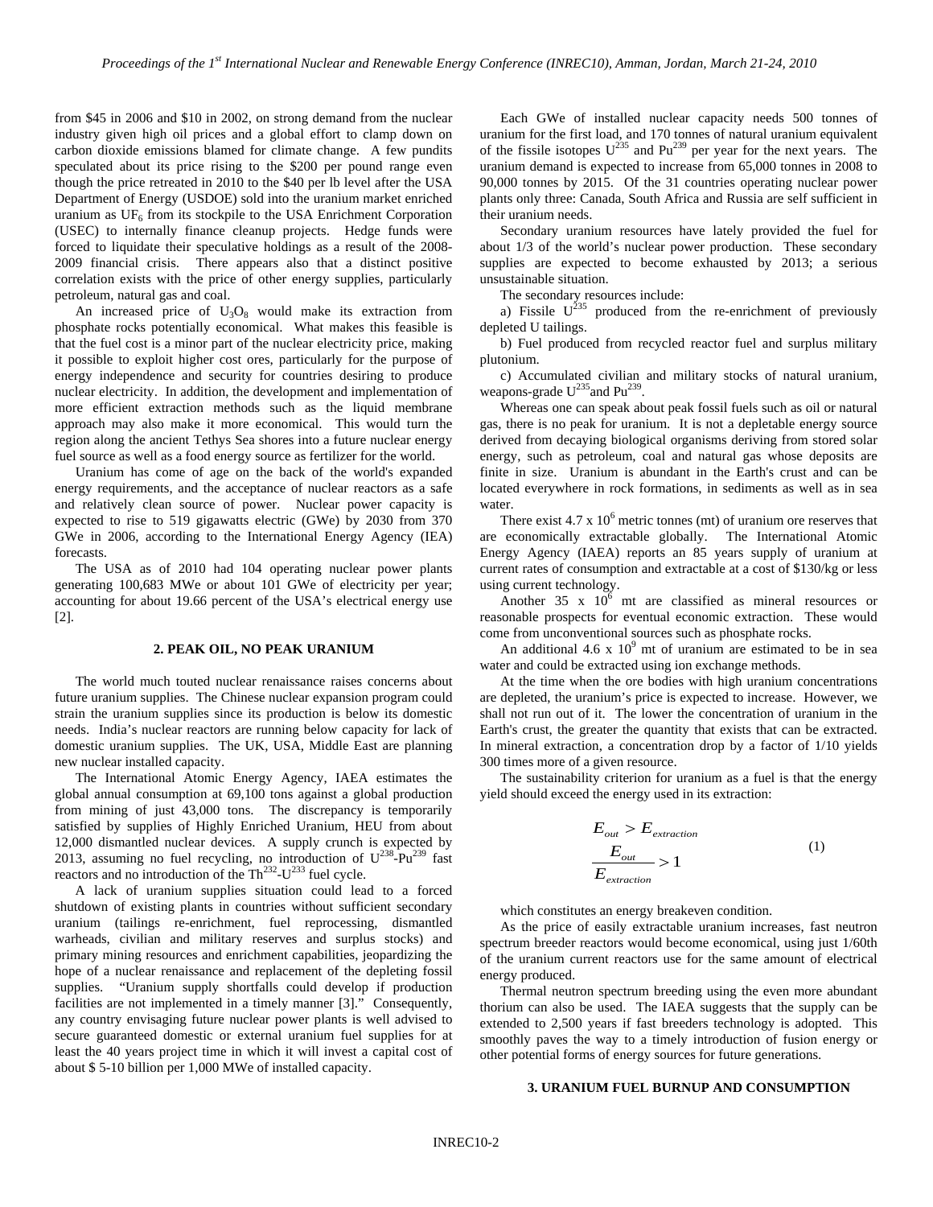from $45 in 2006 and $10 in 2002, on strong demand from the nuclear industry given high oil prices and a global effort to clamp down on carbon dioxide emissions blamed for climate change. A few pundits speculated about its price rising to the $200 per pound range even though the price retreated in 2010 to the $40 per lb level after the USA Department of Energy (USDOE) sold into the uranium market enriched uranium as $UF_6$ from its stockpile to the USA Enrichment Corporation (USEC) to internally finance cleanup projects. Hedge funds were forced to liquidate their speculative holdings as a result of the 2008-2009 financial crisis. There appears also that a distinct positive correlation exists with the price of other energy supplies, particularly petroleum, natural gas and coal.

An increased price of $U_3O_8$ would make its extraction from phosphate rocks potentially economical. What makes this feasible is that the fuel cost is a minor part of the nuclear electricity price, making it possible to exploit higher cost ores, particularly for the purpose of energy independence and security for countries desiring to produce nuclear electricity. In addition, the development and implementation of more efficient extraction methods such as the liquid membrane approach may also make it more economical. This would turn the region along the ancient Tethys Sea shores into a future nuclear energy fuel source as well as a food energy source as fertilizer for the world.

Uranium has come of age on the back of the world's expanded energy requirements, and the acceptance of nuclear reactors as a safe and relatively clean source of power. Nuclear power capacity is expected to rise to 519 gigawatts electric (GWe) by 2030 from 370 GWe in 2006, according to the International Energy Agency (IEA) forecasts.

The USA as of 2010 had 104 operating nuclear power plants generating 100,683 MWe or about 101 GWe of electricity per year; accounting for about 19.66 percent of the USA's electrical energy use [2].

## 2. PEAK OIL, NO PEAK URANIUM

The world much touted nuclear renaissance raises concerns about future uranium supplies. The Chinese nuclear expansion program could strain the uranium supplies since its production is below its domestic needs. India's nuclear reactors are running below capacity for lack of domestic uranium supplies. The UK, USA, Middle East are planning new nuclear installed capacity.

The International Atomic Energy Agency, IAEA estimates the global annual consumption at 69,100 tons against a global production from mining of just 43,000 tons. The discrepancy is temporarily satisfied by supplies of Highly Enriched Uranium, HEU from about 12,000 dismantled nuclear devices. A supply crunch is expected by 2013, assuming no fuel recycling, no introduction of $U^{238}$-$Pu^{239}$ fast reactors and no introduction of the $Th^{232}$-$U^{233}$ fuel cycle.

A lack of uranium supplies situation could lead to a forced shutdown of existing plants in countries without sufficient secondary uranium (tailings re-enrichment, fuel reprocessing, dismantled warheads, civilian and military reserves and surplus stocks) and primary mining resources and enrichment capabilities, jeopardizing the hope of a nuclear renaissance and replacement of the depleting fossil supplies. "Uranium supply shortfalls could develop if production facilities are not implemented in a timely manner [3]." Consequently, any country envisaging future nuclear power plants is well advised to secure guaranteed domestic or external uranium fuel supplies for at least the 40 years project time in which it will invest a capital cost of about $ 5-10 billion per 1,000 MWe of installed capacity.

Each GWe of installed nuclear capacity needs 500 tonnes of uranium for the first load, and 170 tonnes of natural uranium equivalent of the fissile isotopes $U^{235}$ and $Pu^{239}$ per year for the next years. The uranium demand is expected to increase from 65,000 tonnes in 2008 to 90,000 tonnes by 2015. Of the 31 countries operating nuclear power plants only three: Canada, South Africa and Russia are self sufficient in their uranium needs.

Secondary uranium resources have lately provided the fuel for about 1/3 of the world's nuclear power production. These secondary supplies are expected to become exhausted by 2013; a serious unsustainable situation.

The secondary resources include:

a) Fissile $U^{235}$ produced from the re-enrichment of previously depleted U tailings.

b) Fuel produced from recycled reactor fuel and surplus military plutonium.

c) Accumulated civilian and military stocks of natural uranium, weapons-grade $U^{235}$ and $Pu^{239}$.

Whereas one can speak about peak fossil fuels such as oil or natural gas, there is no peak for uranium. It is not a depletable energy source derived from decaying biological organisms deriving from stored solar energy, such as petroleum, coal and natural gas whose deposits are finite in size. Uranium is abundant in the Earth's crust and can be located everywhere in rock formations, in sediments as well as in sea water.

There exist $4.7 \times 10^6$ metric tonnes (mt) of uranium ore reserves that are economically extractable globally. The International Atomic Energy Agency (IAEA) reports an 85 years supply of uranium at current rates of consumption and extractable at a cost of $130/kg or less using current technology.

Another $35 \times 10^6$ mt are classified as mineral resources or reasonable prospects for eventual economic extraction. These would come from unconventional sources such as phosphate rocks.

An additional $4.6 \times 10^9$ mt of uranium are estimated to be in sea water and could be extracted using ion exchange methods.

At the time when the ore bodies with high uranium concentrations are depleted, the uranium's price is expected to increase. However, we shall not run out of it. The lower the concentration of uranium in the Earth's crust, the greater the quantity that exists that can be extracted. In mineral extraction, a concentration drop by a factor of 1/10 yields 300 times more of a given resource.

The sustainability criterion for uranium as a fuel is that the energy yield should exceed the energy used in its extraction:

$$
\begin{aligned}
E_{out} &> E_{extraction} \\
\frac{E_{out}}{E_{extraction}} &> 1
\end{aligned}
\tag{1}
$$

which constitutes an energy breakeven condition.

As the price of easily extractable uranium increases, fast neutron spectrum breeder reactors would become economical, using just 1/60th of the uranium current reactors use for the same amount of electrical energy produced.

Thermal neutron spectrum breeding using the even more abundant thorium can also be used. The IAEA suggests that the supply can be extended to 2,500 years if fast breeders technology is adopted. This smoothly paves the way to a timely introduction of fusion energy or other potential forms of energy sources for future generations.

## 3. URANIUM FUEL BURNUP AND CONSUMPTION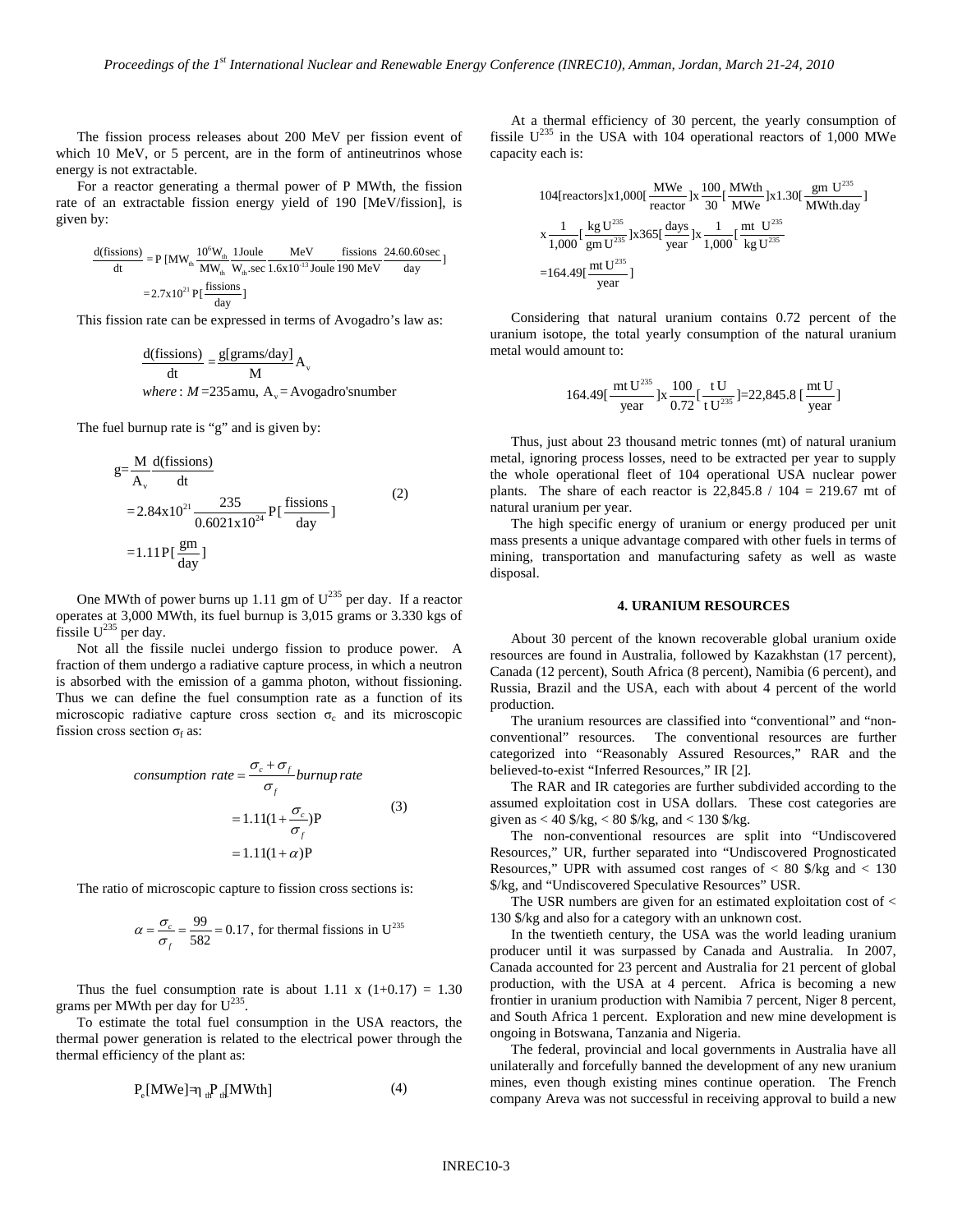The fission process releases about 200 MeV per fission event of which 10 MeV, or 5 percent, are in the form of antineutrinos whose energy is not extractable.

For a reactor generating a thermal power of P MWth, the fission rate of an extractable fission energy yield of 190 [MeV/fission], is given by:

$$\frac{d(\text{fissions})}{dt} = P\,[MW_{th}\frac{10^6 W_{th}}{MW_{th}}\frac{1\text{Joule}}{W_{th}.\text{sec}}\frac{\text{MeV}}{1.6\text{x}10^{-13}\text{Joule}}\frac{\text{fissions}}{190\text{ MeV}}\frac{24.60.60\text{sec}}{\text{day}}]$$
$$= 2.7\text{x}10^{21}\,P[\frac{\text{fissions}}{\text{day}}]$$

This fission rate can be expressed in terms of Avogadro's law as:

$$\frac{d(\text{fissions})}{dt} = \frac{g[\text{grams/day}]}{M}A_v$$
$$\textit{where}: M = 235\,\text{amu},\ A_v = \text{Avogadro's number}$$

The fuel burnup rate is "g" and is given by:

$$\begin{aligned} g &= \frac{M}{A_v}\frac{d(\text{fissions})}{dt} \\ &= 2.84\text{x}10^{21}\frac{235}{0.6021\text{x}10^{24}}P[\frac{\text{fissions}}{\text{day}}] \\ &= 1.11\,P[\frac{\text{gm}}{\text{day}}] \end{aligned} \tag{2}$$

One MWth of power burns up 1.11 gm of $U^{235}$ per day. If a reactor operates at 3,000 MWth, its fuel burnup is 3,015 grams or 3.330 kgs of fissile $U^{235}$ per day.

Not all the fissile nuclei undergo fission to produce power. A fraction of them undergo a radiative capture process, in which a neutron is absorbed with the emission of a gamma photon, without fissioning. Thus we can define the fuel consumption rate as a function of its microscopic radiative capture cross section $\sigma_c$ and its microscopic fission cross section $\sigma_f$ as:

$$\begin{aligned} \textit{consumption rate} &= \frac{\sigma_c + \sigma_f}{\sigma_f}\textit{burnup rate} \\ &= 1.11(1+\frac{\sigma_c}{\sigma_f})P \\ &= 1.11(1+\alpha)P \end{aligned} \tag{3}$$

The ratio of microscopic capture to fission cross sections is:

$$\alpha = \frac{\sigma_c}{\sigma_f} = \frac{99}{582} = 0.17, \text{ for thermal fissions in } U^{235}$$

Thus the fuel consumption rate is about 1.11 x (1+0.17) = 1.30 grams per MWth per day for $U^{235}$.

To estimate the total fuel consumption in the USA reactors, the thermal power generation is related to the electrical power through the thermal efficiency of the plant as:

$$P_e[MWe] = \eta_{th}P_{th}[MWth] \tag{4}$$

At a thermal efficiency of 30 percent, the yearly consumption of fissile $U^{235}$ in the USA with 104 operational reactors of 1,000 MWe capacity each is:

$$\begin{aligned} &104[\text{reactors}]\text{x}1{,}000[\frac{\text{MWe}}{\text{reactor}}]\text{x}\frac{100}{30}[\frac{\text{MWth}}{\text{MWe}}]\text{x}1.30[\frac{\text{gm }U^{235}}{\text{MWth.day}}] \\ &\text{x}\frac{1}{1{,}000}[\frac{\text{kg }U^{235}}{\text{gm }U^{235}}]\text{x}365[\frac{\text{days}}{\text{year}}]\text{x}\frac{1}{1{,}000}[\frac{\text{mt }U^{235}}{\text{kg }U^{235}}] \\ &= 164.49[\frac{\text{mt }U^{235}}{\text{year}}] \end{aligned}$$

Considering that natural uranium contains 0.72 percent of the uranium isotope, the total yearly consumption of the natural uranium metal would amount to:

$$164.49[\frac{\text{mt }U^{235}}{\text{year}}]\text{x}\frac{100}{0.72}[\frac{\text{t U}}{\text{t }U^{235}}] = 22{,}845.8\,[\frac{\text{mt U}}{\text{year}}]$$

Thus, just about 23 thousand metric tonnes (mt) of natural uranium metal, ignoring process losses, need to be extracted per year to supply the whole operational fleet of 104 operational USA nuclear power plants. The share of each reactor is 22,845.8 / 104 = 219.67 mt of natural uranium per year.

The high specific energy of uranium or energy produced per unit mass presents a unique advantage compared with other fuels in terms of mining, transportation and manufacturing safety as well as waste disposal.

## 4. URANIUM RESOURCES

About 30 percent of the known recoverable global uranium oxide resources are found in Australia, followed by Kazakhstan (17 percent), Canada (12 percent), South Africa (8 percent), Namibia (6 percent), and Russia, Brazil and the USA, each with about 4 percent of the world production.

The uranium resources are classified into "conventional" and "non-conventional" resources. The conventional resources are further categorized into "Reasonably Assured Resources," RAR and the believed-to-exist "Inferred Resources," IR [2].

The RAR and IR categories are further subdivided according to the assumed exploitation cost in USA dollars. These cost categories are given as < 40 \$/kg, < 80 \$/kg, and < 130 \$/kg.

The non-conventional resources are split into "Undiscovered Resources," UR, further separated into "Undiscovered Prognosticated Resources," UPR with assumed cost ranges of < 80 \$/kg and < 130 \$/kg, and "Undiscovered Speculative Resources" USR.

The USR numbers are given for an estimated exploitation cost of < 130 \$/kg and also for a category with an unknown cost.

In the twentieth century, the USA was the world leading uranium producer until it was surpassed by Canada and Australia. In 2007, Canada accounted for 23 percent and Australia for 21 percent of global production, with the USA at 4 percent. Africa is becoming a new frontier in uranium production with Namibia 7 percent, Niger 8 percent, and South Africa 1 percent. Exploration and new mine development is ongoing in Botswana, Tanzania and Nigeria.

The federal, provincial and local governments in Australia have all unilaterally and forcefully banned the development of any new uranium mines, even though existing mines continue operation. The French company Areva was not successful in receiving approval to build a new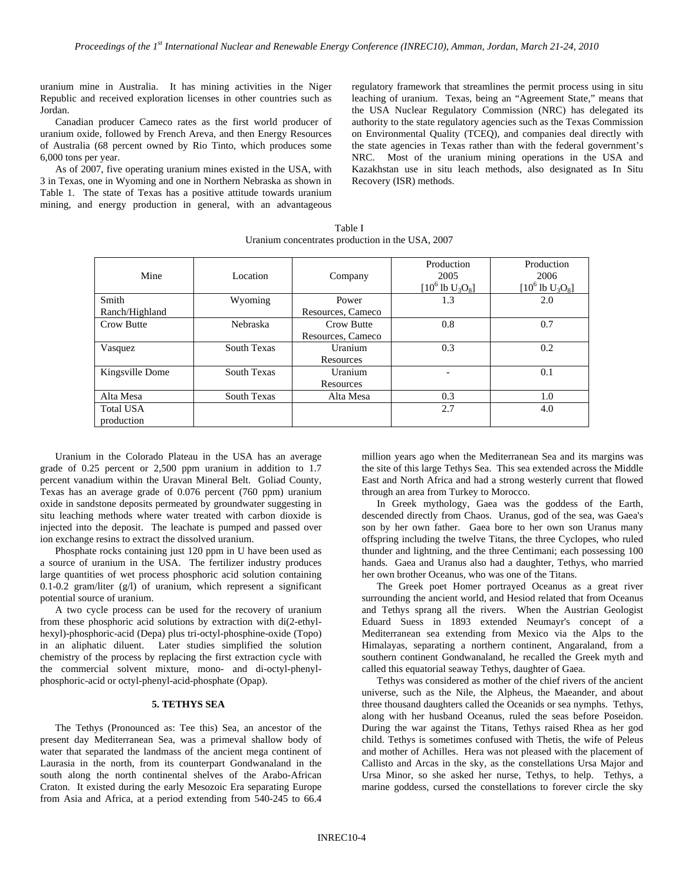uranium mine in Australia. It has mining activities in the Niger Republic and received exploration licenses in other countries such as Jordan.

Canadian producer Cameco rates as the first world producer of uranium oxide, followed by French Areva, and then Energy Resources of Australia (68 percent owned by Rio Tinto, which produces some 6,000 tons per year.

As of 2007, five operating uranium mines existed in the USA, with 3 in Texas, one in Wyoming and one in Northern Nebraska as shown in Table 1. The state of Texas has a positive attitude towards uranium mining, and energy production in general, with an advantageous regulatory framework that streamlines the permit process using in situ leaching of uranium. Texas, being an "Agreement State," means that the USA Nuclear Regulatory Commission (NRC) has delegated its authority to the state regulatory agencies such as the Texas Commission on Environmental Quality (TCEQ), and companies deal directly with the state agencies in Texas rather than with the federal government's NRC. Most of the uranium mining operations in the USA and Kazakhstan use in situ leach methods, also designated as In Situ Recovery (ISR) methods.

Table I
Uranium concentrates production in the USA, 2007

| Mine | Location | Company | Production 2005 [$10^6$ lb $U_3O_8$] | Production 2006 [$10^6$ lb $U_3O_8$] |
|---|---|---|---|---|
| Smith Ranch/Highland | Wyoming | Power Resources, Cameco | 1.3 | 2.0 |
| Crow Butte | Nebraska | Crow Butte Resources, Cameco | 0.8 | 0.7 |
| Vasquez | South Texas | Uranium Resources | 0.3 | 0.2 |
| Kingsville Dome | South Texas | Uranium Resources | - | 0.1 |
| Alta Mesa | South Texas | Alta Mesa | 0.3 | 1.0 |
| Total USA production | | | 2.7 | 4.0 |

Uranium in the Colorado Plateau in the USA has an average grade of 0.25 percent or 2,500 ppm uranium in addition to 1.7 percent vanadium within the Uravan Mineral Belt. Goliad County, Texas has an average grade of 0.076 percent (760 ppm) uranium oxide in sandstone deposits permeated by groundwater suggesting in situ leaching methods where water treated with carbon dioxide is injected into the deposit. The leachate is pumped and passed over ion exchange resins to extract the dissolved uranium.

Phosphate rocks containing just 120 ppm in U have been used as a source of uranium in the USA. The fertilizer industry produces large quantities of wet process phosphoric acid solution containing 0.1-0.2 gram/liter (g/l) of uranium, which represent a significant potential source of uranium.

A two cycle process can be used for the recovery of uranium from these phosphoric acid solutions by extraction with di(2-ethyl-hexyl)-phosphoric-acid (Depa) plus tri-octyl-phosphine-oxide (Topo) in an aliphatic diluent. Later studies simplified the solution chemistry of the process by replacing the first extraction cycle with the commercial solvent mixture, mono- and di-octyl-phenyl-phosphoric-acid or octyl-phenyl-acid-phosphate (Opap).

## 5. TETHYS SEA

The Tethys (Pronounced as: Tee this) Sea, an ancestor of the present day Mediterranean Sea, was a primeval shallow body of water that separated the landmass of the ancient mega continent of Laurasia in the north, from its counterpart Gondwanaland in the south along the north continental shelves of the Arabo-African Craton. It existed during the early Mesozoic Era separating Europe from Asia and Africa, at a period extending from 540-245 to 66.4 million years ago when the Mediterranean Sea and its margins was the site of this large Tethys Sea. This sea extended across the Middle East and North Africa and had a strong westerly current that flowed through an area from Turkey to Morocco.

In Greek mythology, Gaea was the goddess of the Earth, descended directly from Chaos. Uranus, god of the sea, was Gaea's son by her own father. Gaea bore to her own son Uranus many offspring including the twelve Titans, the three Cyclopes, who ruled thunder and lightning, and the three Centimani; each possessing 100 hands. Gaea and Uranus also had a daughter, Tethys, who married her own brother Oceanus, who was one of the Titans.

The Greek poet Homer portrayed Oceanus as a great river surrounding the ancient world, and Hesiod related that from Oceanus and Tethys sprang all the rivers. When the Austrian Geologist Eduard Suess in 1893 extended Neumayr's concept of a Mediterranean sea extending from Mexico via the Alps to the Himalayas, separating a northern continent, Angaraland, from a southern continent Gondwanaland, he recalled the Greek myth and called this equatorial seaway Tethys, daughter of Gaea.

Tethys was considered as mother of the chief rivers of the ancient universe, such as the Nile, the Alpheus, the Maeander, and about three thousand daughters called the Oceanids or sea nymphs. Tethys, along with her husband Oceanus, ruled the seas before Poseidon. During the war against the Titans, Tethys raised Rhea as her god child. Tethys is sometimes confused with Thetis, the wife of Peleus and mother of Achilles. Hera was not pleased with the placement of Callisto and Arcas in the sky, as the constellations Ursa Major and Ursa Minor, so she asked her nurse, Tethys, to help. Tethys, a marine goddess, cursed the constellations to forever circle the sky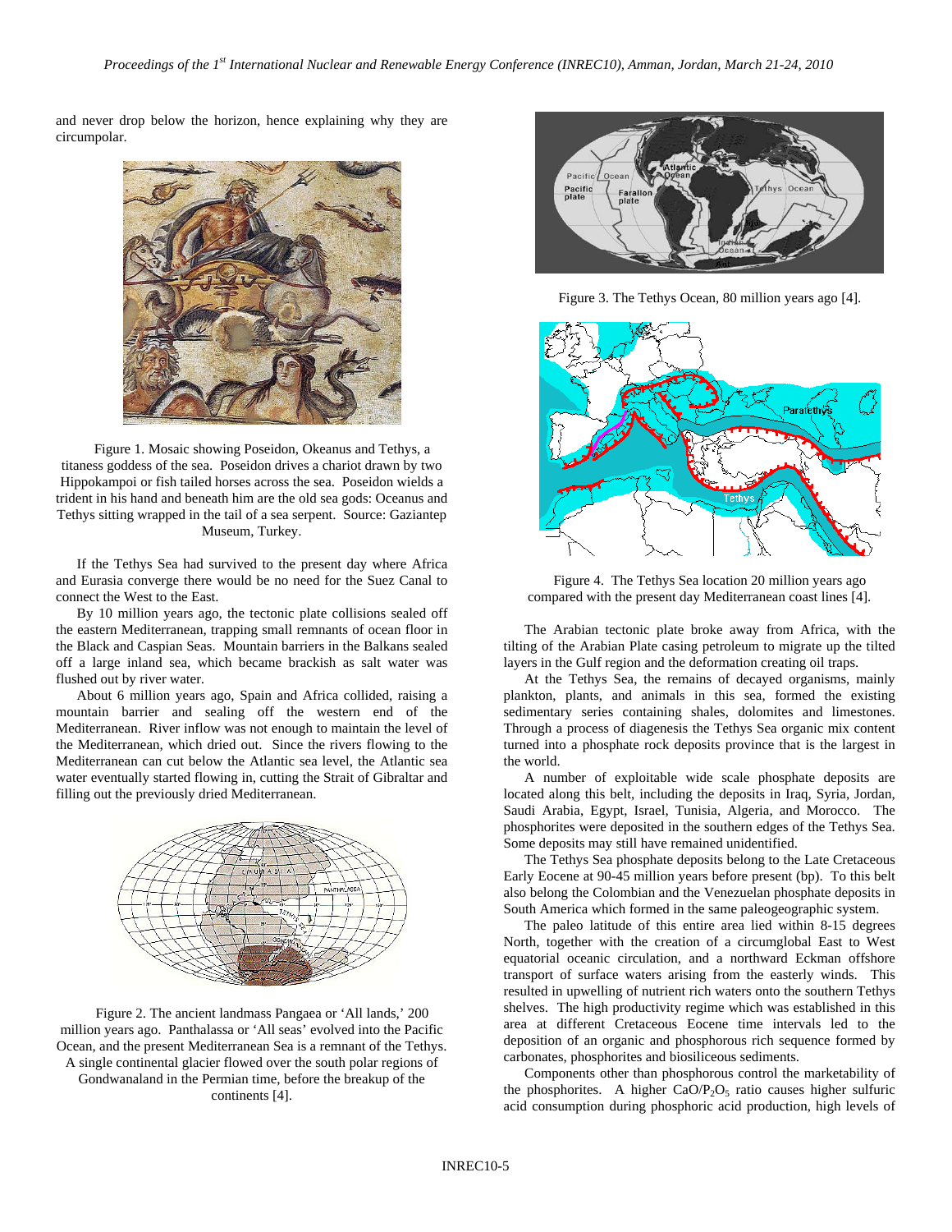and never drop below the horizon, hence explaining why they are circumpolar.

Figure 1. Mosaic showing Poseidon, Okeanus and Tethys, a titaness goddess of the sea. Poseidon drives a chariot drawn by two Hippokampoi or fish tailed horses across the sea. Poseidon wields a trident in his hand and beneath him are the old sea gods: Oceanus and Tethys sitting wrapped in the tail of a sea serpent. Source: Gaziantep Museum, Turkey.

If the Tethys Sea had survived to the present day where Africa and Eurasia converge there would be no need for the Suez Canal to connect the West to the East.

By 10 million years ago, the tectonic plate collisions sealed off the eastern Mediterranean, trapping small remnants of ocean floor in the Black and Caspian Seas. Mountain barriers in the Balkans sealed off a large inland sea, which became brackish as salt water was flushed out by river water.

About 6 million years ago, Spain and Africa collided, raising a mountain barrier and sealing off the western end of the Mediterranean. River inflow was not enough to maintain the level of the Mediterranean, which dried out. Since the rivers flowing to the Mediterranean can cut below the Atlantic sea level, the Atlantic sea water eventually started flowing in, cutting the Strait of Gibraltar and filling out the previously dried Mediterranean.

Figure 2. The ancient landmass Pangaea or 'All lands,' 200 million years ago. Panthalassa or 'All seas' evolved into the Pacific Ocean, and the present Mediterranean Sea is a remnant of the Tethys. A single continental glacier flowed over the south polar regions of Gondwanaland in the Permian time, before the breakup of the continents [4].

Figure 3. The Tethys Ocean, 80 million years ago [4].

Figure 4. The Tethys Sea location 20 million years ago compared with the present day Mediterranean coast lines [4].

The Arabian tectonic plate broke away from Africa, with the tilting of the Arabian Plate casing petroleum to migrate up the tilted layers in the Gulf region and the deformation creating oil traps.

At the Tethys Sea, the remains of decayed organisms, mainly plankton, plants, and animals in this sea, formed the existing sedimentary series containing shales, dolomites and limestones. Through a process of diagenesis the Tethys Sea organic mix content turned into a phosphate rock deposits province that is the largest in the world.

A number of exploitable wide scale phosphate deposits are located along this belt, including the deposits in Iraq, Syria, Jordan, Saudi Arabia, Egypt, Israel, Tunisia, Algeria, and Morocco. The phosphorites were deposited in the southern edges of the Tethys Sea. Some deposits may still have remained unidentified.

The Tethys Sea phosphate deposits belong to the Late Cretaceous Early Eocene at 90-45 million years before present (bp). To this belt also belong the Colombian and the Venezuelan phosphate deposits in South America which formed in the same paleogeographic system.

The paleo latitude of this entire area lied within 8-15 degrees North, together with the creation of a circumglobal East to West equatorial oceanic circulation, and a northward Eckman offshore transport of surface waters arising from the easterly winds. This resulted in upwelling of nutrient rich waters onto the southern Tethys shelves. The high productivity regime which was established in this area at different Cretaceous Eocene time intervals led to the deposition of an organic and phosphorous rich sequence formed by carbonates, phosphorites and biosiliceous sediments.

Components other than phosphorous control the marketability of the phosphorites. A higher $CaO/P_2O_5$ ratio causes higher sulfuric acid consumption during phosphoric acid production, high levels of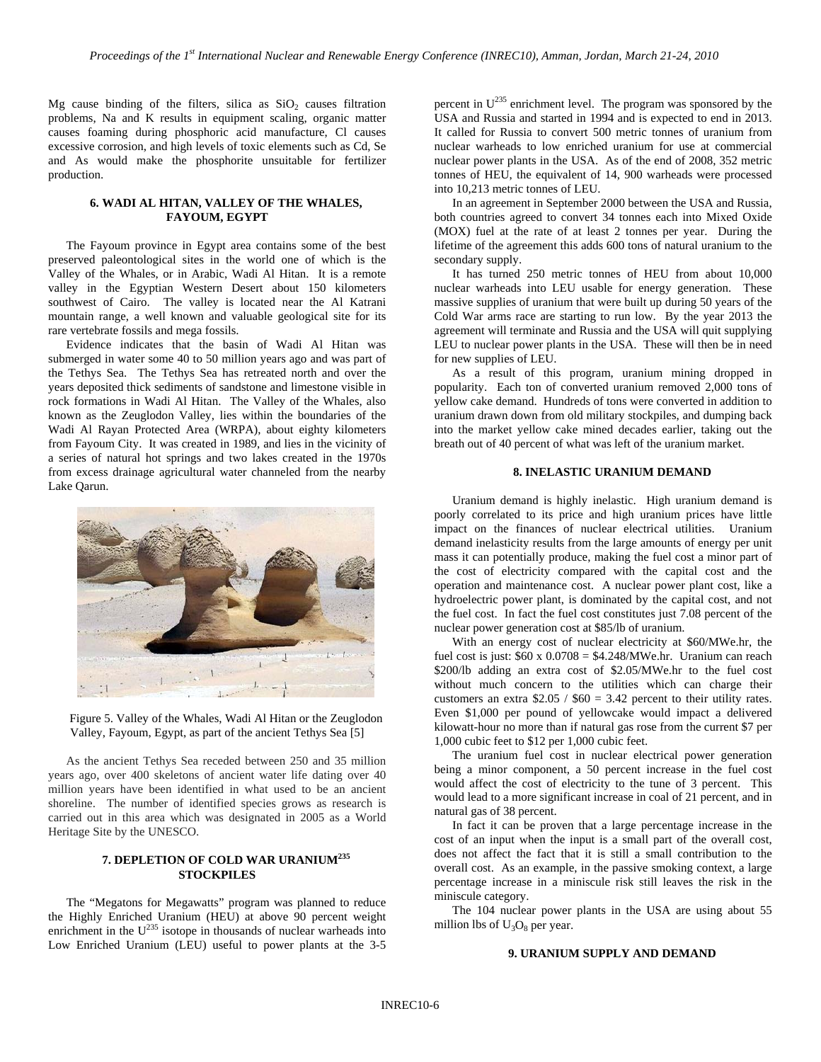Mg cause binding of the filters, silica as $SiO_2$ causes filtration problems, Na and K results in equipment scaling, organic matter causes foaming during phosphoric acid manufacture, Cl causes excessive corrosion, and high levels of toxic elements such as Cd, Se and As would make the phosphorite unsuitable for fertilizer production.

## 6. WADI AL HITAN, VALLEY OF THE WHALES, FAYOUM, EGYPT

The Fayoum province in Egypt area contains some of the best preserved paleontological sites in the world one of which is the Valley of the Whales, or in Arabic, Wadi Al Hitan. It is a remote valley in the Egyptian Western Desert about 150 kilometers southwest of Cairo. The valley is located near the Al Katrani mountain range, a well known and valuable geological site for its rare vertebrate fossils and mega fossils.

Evidence indicates that the basin of Wadi Al Hitan was submerged in water some 40 to 50 million years ago and was part of the Tethys Sea. The Tethys Sea has retreated north and over the years deposited thick sediments of sandstone and limestone visible in rock formations in Wadi Al Hitan. The Valley of the Whales, also known as the Zeuglodon Valley, lies within the boundaries of the Wadi Al Rayan Protected Area (WRPA), about eighty kilometers from Fayoum City. It was created in 1989, and lies in the vicinity of a series of natural hot springs and two lakes created in the 1970s from excess drainage agricultural water channeled from the nearby Lake Qarun.

Figure 5. Valley of the Whales, Wadi Al Hitan or the Zeuglodon Valley, Fayoum, Egypt, as part of the ancient Tethys Sea [5]

As the ancient Tethys Sea receded between 250 and 35 million years ago, over 400 skeletons of ancient water life dating over 40 million years have been identified in what used to be an ancient shoreline. The number of identified species grows as research is carried out in this area which was designated in 2005 as a World Heritage Site by the UNESCO.

## 7. DEPLETION OF COLD WAR URANIUM$^{235}$ STOCKPILES

The "Megatons for Megawatts" program was planned to reduce the Highly Enriched Uranium (HEU) at above 90 percent weight enrichment in the $U^{235}$ isotope in thousands of nuclear warheads into Low Enriched Uranium (LEU) useful to power plants at the 3-5 percent in $U^{235}$ enrichment level. The program was sponsored by the USA and Russia and started in 1994 and is expected to end in 2013. It called for Russia to convert 500 metric tonnes of uranium from nuclear warheads to low enriched uranium for use at commercial nuclear power plants in the USA. As of the end of 2008, 352 metric tonnes of HEU, the equivalent of 14, 900 warheads were processed into 10,213 metric tonnes of LEU.

In an agreement in September 2000 between the USA and Russia, both countries agreed to convert 34 tonnes each into Mixed Oxide (MOX) fuel at the rate of at least 2 tonnes per year. During the lifetime of the agreement this adds 600 tons of natural uranium to the secondary supply.

It has turned 250 metric tonnes of HEU from about 10,000 nuclear warheads into LEU usable for energy generation. These massive supplies of uranium that were built up during 50 years of the Cold War arms race are starting to run low. By the year 2013 the agreement will terminate and Russia and the USA will quit supplying LEU to nuclear power plants in the USA. These will then be in need for new supplies of LEU.

As a result of this program, uranium mining dropped in popularity. Each ton of converted uranium removed 2,000 tons of yellow cake demand. Hundreds of tons were converted in addition to uranium drawn down from old military stockpiles, and dumping back into the market yellow cake mined decades earlier, taking out the breath out of 40 percent of what was left of the uranium market.

## 8. INELASTIC URANIUM DEMAND

Uranium demand is highly inelastic. High uranium demand is poorly correlated to its price and high uranium prices have little impact on the finances of nuclear electrical utilities. Uranium demand inelasticity results from the large amounts of energy per unit mass it can potentially produce, making the fuel cost a minor part of the cost of electricity compared with the capital cost and the operation and maintenance cost. A nuclear power plant cost, like a hydroelectric power plant, is dominated by the capital cost, and not the fuel cost. In fact the fuel cost constitutes just 7.08 percent of the nuclear power generation cost at \$85/lb of uranium.

With an energy cost of nuclear electricity at \$60/MWe.hr, the fuel cost is just: \$60 x 0.0708 = \$4.248/MWe.hr. Uranium can reach \$200/lb adding an extra cost of \$2.05/MWe.hr to the fuel cost without much concern to the utilities which can charge their customers an extra \$2.05 / \$60 = 3.42 percent to their utility rates. Even \$1,000 per pound of yellowcake would impact a delivered kilowatt-hour no more than if natural gas rose from the current \$7 per 1,000 cubic feet to \$12 per 1,000 cubic feet.

The uranium fuel cost in nuclear electrical power generation being a minor component, a 50 percent increase in the fuel cost would affect the cost of electricity to the tune of 3 percent. This would lead to a more significant increase in coal of 21 percent, and in natural gas of 38 percent.

In fact it can be proven that a large percentage increase in the cost of an input when the input is a small part of the overall cost, does not affect the fact that it is still a small contribution to the overall cost. As an example, in the passive smoking context, a large percentage increase in a miniscule risk still leaves the risk in the miniscule category.

The 104 nuclear power plants in the USA are using about 55 million lbs of $U_3O_8$ per year.

## 9. URANIUM SUPPLY AND DEMAND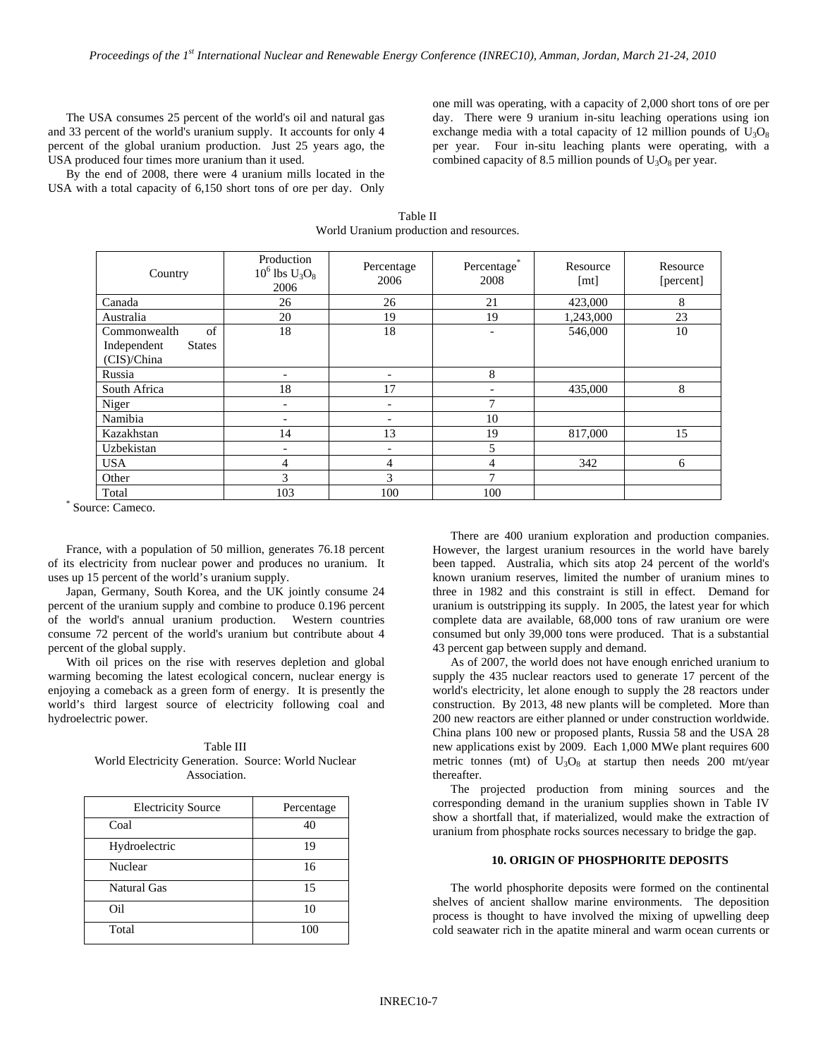The USA consumes 25 percent of the world's oil and natural gas and 33 percent of the world's uranium supply. It accounts for only 4 percent of the global uranium production. Just 25 years ago, the USA produced four times more uranium than it used.

By the end of 2008, there were 4 uranium mills located in the USA with a total capacity of 6,150 short tons of ore per day. Only one mill was operating, with a capacity of 2,000 short tons of ore per day. There were 9 uranium in-situ leaching operations using ion exchange media with a total capacity of 12 million pounds of $U_3O_8$ per year. Four in-situ leaching plants were operating, with a combined capacity of 8.5 million pounds of $U_3O_8$ per year.

Table II
World Uranium production and resources.

| Country | Production $10^6$ lbs $U_3O_8$ 2006 | Percentage 2006 | Percentage* 2008 | Resource [mt] | Resource [percent] |
|---|---|---|---|---|---|
| Canada | 26 | 26 | 21 | 423,000 | 8 |
| Australia | 20 | 19 | 19 | 1,243,000 | 23 |
| Commonwealth of Independent States (CIS)/China | 18 | 18 | - | 546,000 | 10 |
| Russia | - | - | 8 | | |
| South Africa | 18 | 17 | - | 435,000 | 8 |
| Niger | - | - | 7 | | |
| Namibia | - | - | 10 | | |
| Kazakhstan | 14 | 13 | 19 | 817,000 | 15 |
| Uzbekistan | - | - | 5 | | |
| USA | 4 | 4 | 4 | 342 | 6 |
| Other | 3 | 3 | 7 | | |
| Total | 103 | 100 | 100 | | |

* Source: Cameco.

France, with a population of 50 million, generates 76.18 percent of its electricity from nuclear power and produces no uranium. It uses up 15 percent of the world's uranium supply.

Japan, Germany, South Korea, and the UK jointly consume 24 percent of the uranium supply and combine to produce 0.196 percent of the world's annual uranium production. Western countries consume 72 percent of the world's uranium but contribute about 4 percent of the global supply.

With oil prices on the rise with reserves depletion and global warming becoming the latest ecological concern, nuclear energy is enjoying a comeback as a green form of energy. It is presently the world's third largest source of electricity following coal and hydroelectric power.

Table III
World Electricity Generation. Source: World Nuclear Association.

| Electricity Source | Percentage |
|---|---|
| Coal | 40 |
| Hydroelectric | 19 |
| Nuclear | 16 |
| Natural Gas | 15 |
| Oil | 10 |
| Total | 100 |

There are 400 uranium exploration and production companies. However, the largest uranium resources in the world have barely been tapped. Australia, which sits atop 24 percent of the world's known uranium reserves, limited the number of uranium mines to three in 1982 and this constraint is still in effect. Demand for uranium is outstripping its supply. In 2005, the latest year for which complete data are available, 68,000 tons of raw uranium ore were consumed but only 39,000 tons were produced. That is a substantial 43 percent gap between supply and demand.

As of 2007, the world does not have enough enriched uranium to supply the 435 nuclear reactors used to generate 17 percent of the world's electricity, let alone enough to supply the 28 reactors under construction. By 2013, 48 new plants will be completed. More than 200 new reactors are either planned or under construction worldwide. China plans 100 new or proposed plants, Russia 58 and the USA 28 new applications exist by 2009. Each 1,000 MWe plant requires 600 metric tonnes (mt) of $U_3O_8$ at startup then needs 200 mt/year thereafter.

The projected production from mining sources and the corresponding demand in the uranium supplies shown in Table IV show a shortfall that, if materialized, would make the extraction of uranium from phosphate rocks sources necessary to bridge the gap.

## 10. ORIGIN OF PHOSPHORITE DEPOSITS

The world phosphorite deposits were formed on the continental shelves of ancient shallow marine environments. The deposition process is thought to have involved the mixing of upwelling deep cold seawater rich in the apatite mineral and warm ocean currents or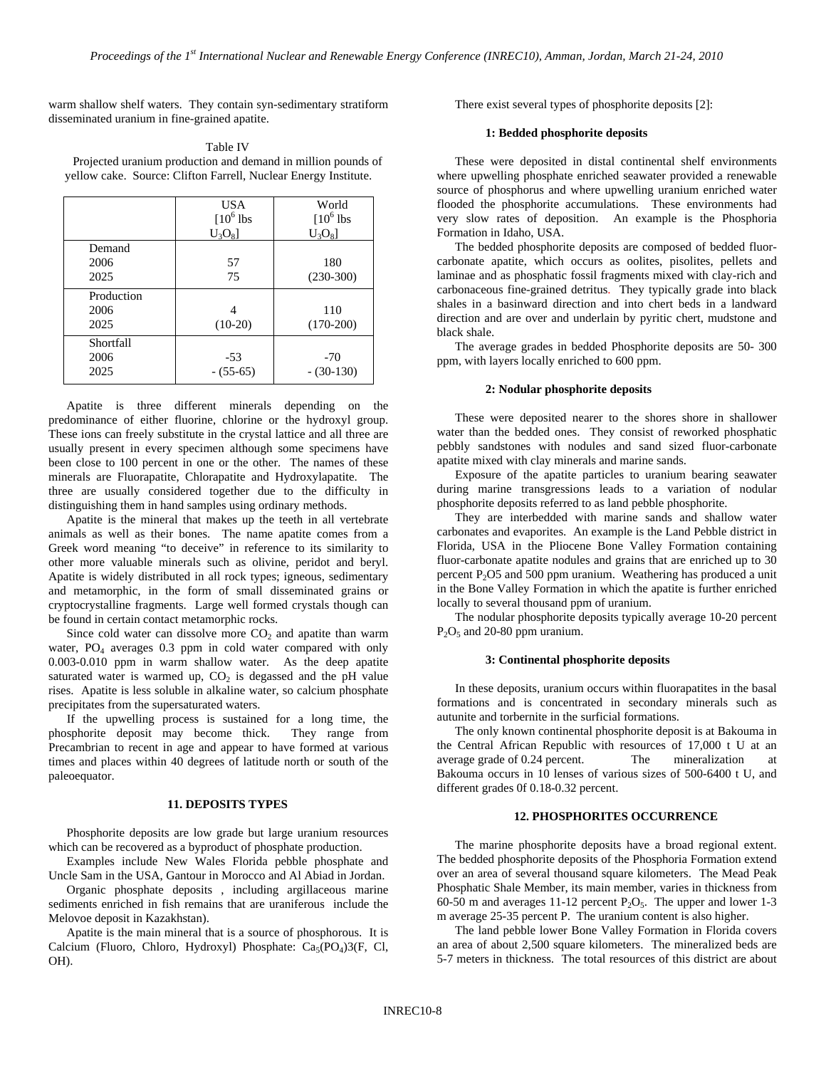warm shallow shelf waters. They contain syn-sedimentary stratiform disseminated uranium in fine-grained apatite.

Table IV
Projected uranium production and demand in million pounds of yellow cake. Source: Clifton Farrell, Nuclear Energy Institute.

| | USA [$10^6$ lbs $U_3O_8$] | World [$10^6$ lbs $U_3O_8$] |
|---|---|---|
| Demand | | |
| 2006 | 57 | 180 |
| 2025 | 75 | (230-300) |
| Production | | |
| 2006 | 4 | 110 |
| 2025 | (10-20) | (170-200) |
| Shortfall | | |
| 2006 | -53 | -70 |
| 2025 | - (55-65) | - (30-130) |

Apatite is three different minerals depending on the predominance of either fluorine, chlorine or the hydroxyl group. These ions can freely substitute in the crystal lattice and all three are usually present in every specimen although some specimens have been close to 100 percent in one or the other. The names of these minerals are Fluorapatite, Chlorapatite and Hydroxylapatite. The three are usually considered together due to the difficulty in distinguishing them in hand samples using ordinary methods.

Apatite is the mineral that makes up the teeth in all vertebrate animals as well as their bones. The name apatite comes from a Greek word meaning "to deceive" in reference to its similarity to other more valuable minerals such as olivine, peridot and beryl. Apatite is widely distributed in all rock types; igneous, sedimentary and metamorphic, in the form of small disseminated grains or cryptocrystalline fragments. Large well formed crystals though can be found in certain contact metamorphic rocks.

Since cold water can dissolve more $CO_2$ and apatite than warm water, $PO_4$ averages 0.3 ppm in cold water compared with only 0.003-0.010 ppm in warm shallow water. As the deep apatite saturated water is warmed up, $CO_2$ is degassed and the pH value rises. Apatite is less soluble in alkaline water, so calcium phosphate precipitates from the supersaturated waters.

If the upwelling process is sustained for a long time, the phosphorite deposit may become thick. They range from Precambrian to recent in age and appear to have formed at various times and places within 40 degrees of latitude north or south of the paleoequator.

## 11. DEPOSITS TYPES

Phosphorite deposits are low grade but large uranium resources which can be recovered as a byproduct of phosphate production.

Examples include New Wales Florida pebble phosphate and Uncle Sam in the USA, Gantour in Morocco and Al Abiad in Jordan.

Organic phosphate deposits , including argillaceous marine sediments enriched in fish remains that are uraniferous include the Melovoe deposit in Kazakhstan).

Apatite is the main mineral that is a source of phosphorous. It is Calcium (Fluoro, Chloro, Hydroxyl) Phosphate: $Ca_5(PO_4)3(F, Cl, OH)$.

There exist several types of phosphorite deposits [2]:

### 1: Bedded phosphorite deposits

These were deposited in distal continental shelf environments where upwelling phosphate enriched seawater provided a renewable source of phosphorus and where upwelling uranium enriched water flooded the phosphorite accumulations. These environments had very slow rates of deposition. An example is the Phosphoria Formation in Idaho, USA.

The bedded phosphorite deposits are composed of bedded fluor-carbonate apatite, which occurs as oolites, pisolites, pellets and laminae and as phosphatic fossil fragments mixed with clay-rich and carbonaceous fine-grained detritus. They typically grade into black shales in a basinward direction and into chert beds in a landward direction and are over and underlain by pyritic chert, mudstone and black shale.

The average grades in bedded Phosphorite deposits are 50- 300 ppm, with layers locally enriched to 600 ppm.

### 2: Nodular phosphorite deposits

These were deposited nearer to the shores shore in shallower water than the bedded ones. They consist of reworked phosphatic pebbly sandstones with nodules and sand sized fluor-carbonate apatite mixed with clay minerals and marine sands.

Exposure of the apatite particles to uranium bearing seawater during marine transgressions leads to a variation of nodular phosphorite deposits referred to as land pebble phosphorite.

They are interbedded with marine sands and shallow water carbonates and evaporites. An example is the Land Pebble district in Florida, USA in the Pliocene Bone Valley Formation containing fluor-carbonate apatite nodules and grains that are enriched up to 30 percent $P_2O5$ and 500 ppm uranium. Weathering has produced a unit in the Bone Valley Formation in which the apatite is further enriched locally to several thousand ppm of uranium.

The nodular phosphorite deposits typically average 10-20 percent $P_2O_5$ and 20-80 ppm uranium.

### 3: Continental phosphorite deposits

In these deposits, uranium occurs within fluorapatites in the basal formations and is concentrated in secondary minerals such as autunite and torbernite in the surficial formations.

The only known continental phosphorite deposit is at Bakouma in the Central African Republic with resources of 17,000 t U at an average grade of 0.24 percent. The mineralization at Bakouma occurs in 10 lenses of various sizes of 500-6400 t U, and different grades 0f 0.18-0.32 percent.

## 12. PHOSPHORITES OCCURRENCE

The marine phosphorite deposits have a broad regional extent. The bedded phosphorite deposits of the Phosphoria Formation extend over an area of several thousand square kilometers. The Mead Peak Phosphatic Shale Member, its main member, varies in thickness from 60-50 m and averages 11-12 percent $P_2O_5$. The upper and lower 1-3 m average 25-35 percent P. The uranium content is also higher.

The land pebble lower Bone Valley Formation in Florida covers an area of about 2,500 square kilometers. The mineralized beds are 5-7 meters in thickness. The total resources of this district are about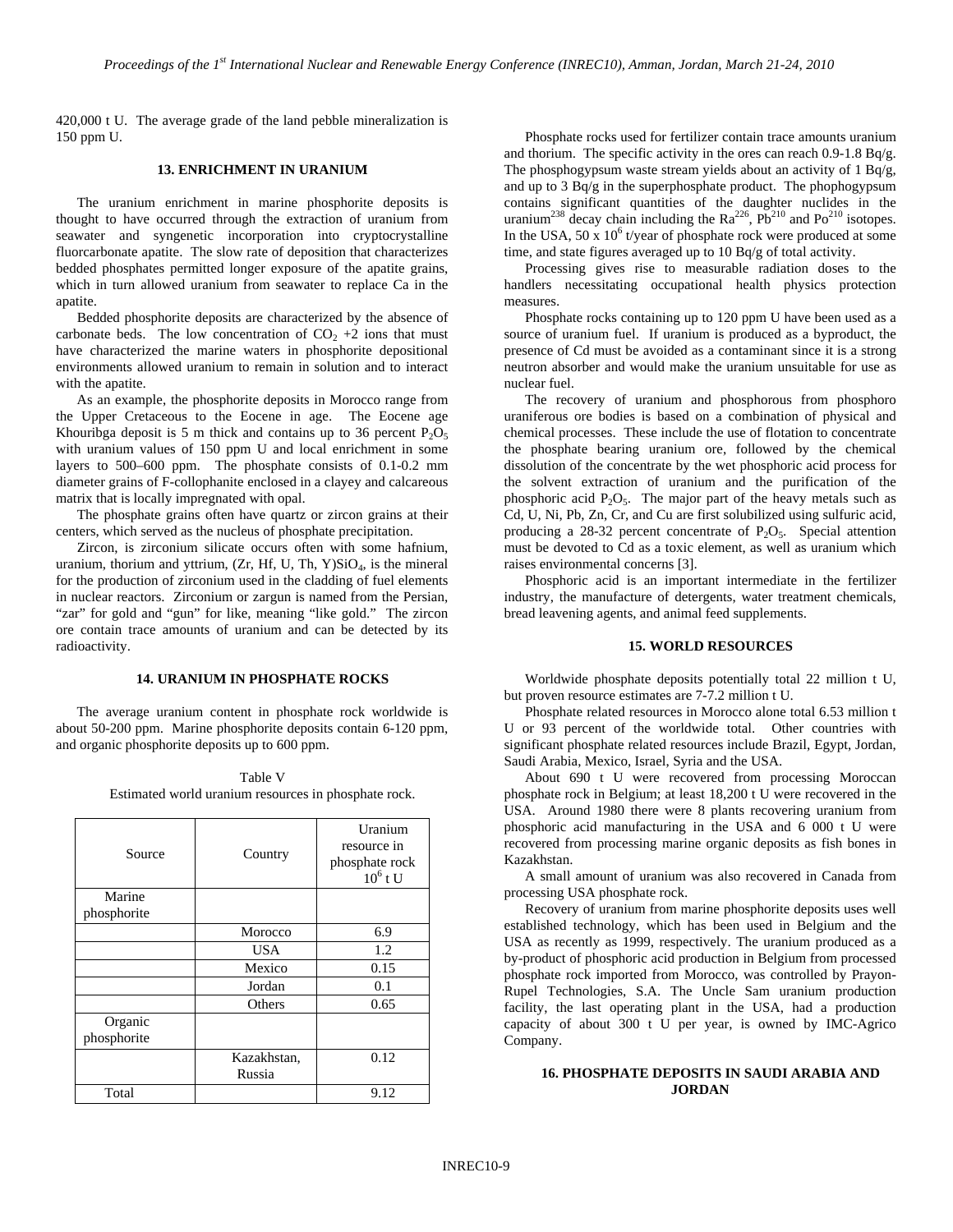420,000 t U. The average grade of the land pebble mineralization is 150 ppm U.

## 13. ENRICHMENT IN URANIUM

The uranium enrichment in marine phosphorite deposits is thought to have occurred through the extraction of uranium from seawater and syngenetic incorporation into cryptocrystalline fluorcarbonate apatite. The slow rate of deposition that characterizes bedded phosphates permitted longer exposure of the apatite grains, which in turn allowed uranium from seawater to replace Ca in the apatite.

Bedded phosphorite deposits are characterized by the absence of carbonate beds. The low concentration of $CO_2$ +2 ions that must have characterized the marine waters in phosphorite depositional environments allowed uranium to remain in solution and to interact with the apatite.

As an example, the phosphorite deposits in Morocco range from the Upper Cretaceous to the Eocene in age. The Eocene age Khouribga deposit is 5 m thick and contains up to 36 percent $P_2O_5$ with uranium values of 150 ppm U and local enrichment in some layers to 500–600 ppm. The phosphate consists of 0.1-0.2 mm diameter grains of F-collophanite enclosed in a clayey and calcareous matrix that is locally impregnated with opal.

The phosphate grains often have quartz or zircon grains at their centers, which served as the nucleus of phosphate precipitation.

Zircon, is zirconium silicate occurs often with some hafnium, uranium, thorium and yttrium, (Zr, Hf, U, Th, Y)$SiO_4$, is the mineral for the production of zirconium used in the cladding of fuel elements in nuclear reactors. Zirconium or zargun is named from the Persian, "zar" for gold and "gun" for like, meaning "like gold." The zircon ore contain trace amounts of uranium and can be detected by its radioactivity.

## 14. URANIUM IN PHOSPHATE ROCKS

The average uranium content in phosphate rock worldwide is about 50-200 ppm. Marine phosphorite deposits contain 6-120 ppm, and organic phosphorite deposits up to 600 ppm.

Table V
Estimated world uranium resources in phosphate rock.

| Source | Country | Uranium resource in phosphate rock $10^6$ t U |
|---|---|---|
| Marine phosphorite | | |
| | Morocco | 6.9 |
| | USA | 1.2 |
| | Mexico | 0.15 |
| | Jordan | 0.1 |
| | Others | 0.65 |
| Organic phosphorite | | |
| | Kazakhstan, Russia | 0.12 |
| Total | | 9.12 |

Phosphate rocks used for fertilizer contain trace amounts uranium and thorium. The specific activity in the ores can reach 0.9-1.8 Bq/g. The phosphogypsum waste stream yields about an activity of 1 Bq/g, and up to 3 Bq/g in the superphosphate product. The phophogypsum contains significant quantities of the daughter nuclides in the $uranium^{238}$ decay chain including the $Ra^{226}$, $Pb^{210}$ and $Po^{210}$ isotopes. In the USA, 50 x $10^6$ t/year of phosphate rock were produced at some time, and state figures averaged up to 10 Bq/g of total activity.

Processing gives rise to measurable radiation doses to the handlers necessitating occupational health physics protection measures.

Phosphate rocks containing up to 120 ppm U have been used as a source of uranium fuel. If uranium is produced as a byproduct, the presence of Cd must be avoided as a contaminant since it is a strong neutron absorber and would make the uranium unsuitable for use as nuclear fuel.

The recovery of uranium and phosphorous from phosphoro uraniferous ore bodies is based on a combination of physical and chemical processes. These include the use of flotation to concentrate the phosphate bearing uranium ore, followed by the chemical dissolution of the concentrate by the wet phosphoric acid process for the solvent extraction of uranium and the purification of the phosphoric acid $P_2O_5$. The major part of the heavy metals such as Cd, U, Ni, Pb, Zn, Cr, and Cu are first solubilized using sulfuric acid, producing a 28-32 percent concentrate of $P_2O_5$. Special attention must be devoted to Cd as a toxic element, as well as uranium which raises environmental concerns [3].

Phosphoric acid is an important intermediate in the fertilizer industry, the manufacture of detergents, water treatment chemicals, bread leavening agents, and animal feed supplements.

## 15. WORLD RESOURCES

Worldwide phosphate deposits potentially total 22 million t U, but proven resource estimates are 7-7.2 million t U.

Phosphate related resources in Morocco alone total 6.53 million t U or 93 percent of the worldwide total. Other countries with significant phosphate related resources include Brazil, Egypt, Jordan, Saudi Arabia, Mexico, Israel, Syria and the USA.

About 690 t U were recovered from processing Moroccan phosphate rock in Belgium; at least 18,200 t U were recovered in the USA. Around 1980 there were 8 plants recovering uranium from phosphoric acid manufacturing in the USA and 6 000 t U were recovered from processing marine organic deposits as fish bones in Kazakhstan.

A small amount of uranium was also recovered in Canada from processing USA phosphate rock.

Recovery of uranium from marine phosphorite deposits uses well established technology, which has been used in Belgium and the USA as recently as 1999, respectively. The uranium produced as a by-product of phosphoric acid production in Belgium from processed phosphate rock imported from Morocco, was controlled by Prayon-Rupel Technologies, S.A. The Uncle Sam uranium production facility, the last operating plant in the USA, had a production capacity of about 300 t U per year, is owned by IMC-Agrico Company.

## 16. PHOSPHATE DEPOSITS IN SAUDI ARABIA AND JORDAN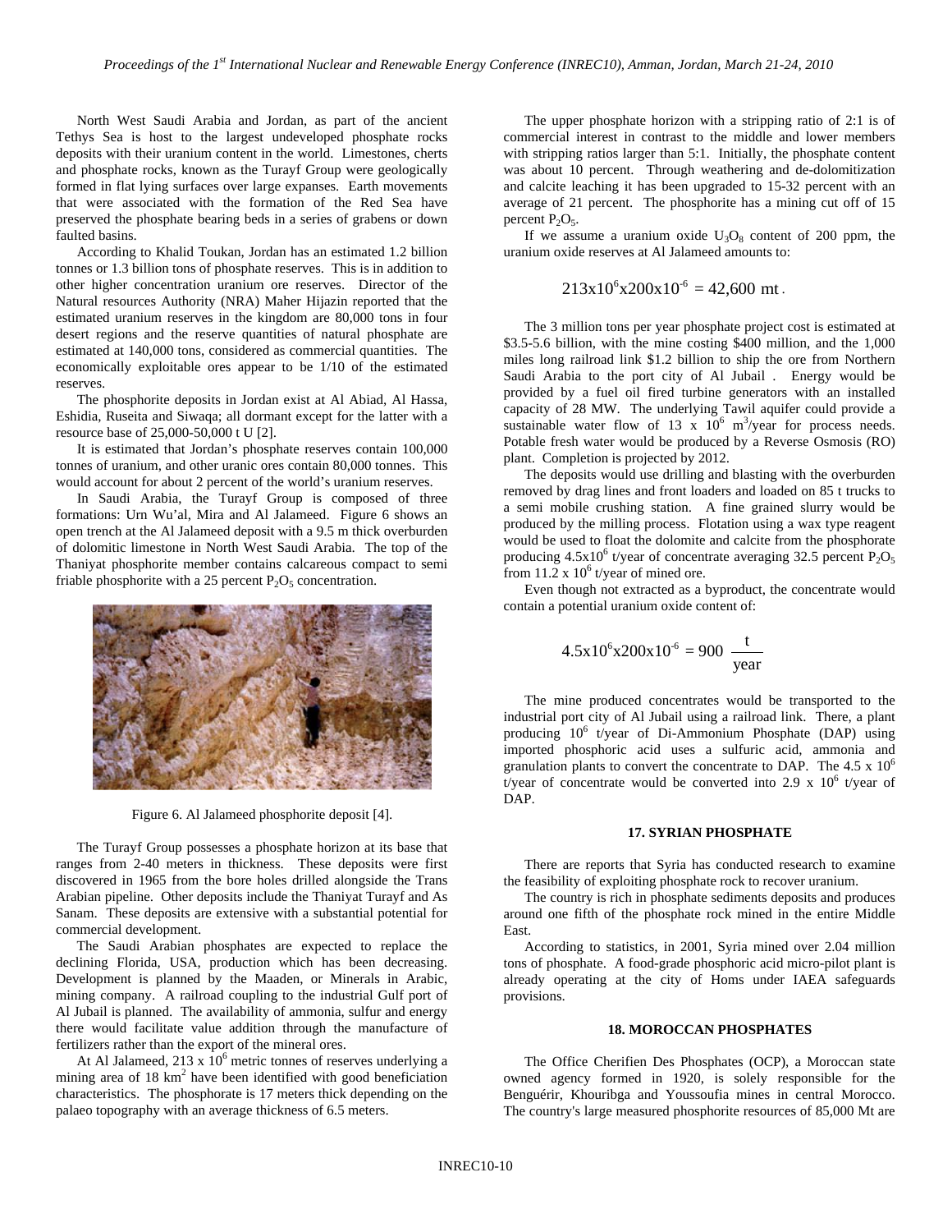North West Saudi Arabia and Jordan, as part of the ancient Tethys Sea is host to the largest undeveloped phosphate rocks deposits with their uranium content in the world. Limestones, cherts and phosphate rocks, known as the Turayf Group were geologically formed in flat lying surfaces over large expanses. Earth movements that were associated with the formation of the Red Sea have preserved the phosphate bearing beds in a series of grabens or down faulted basins.

According to Khalid Toukan, Jordan has an estimated 1.2 billion tonnes or 1.3 billion tons of phosphate reserves. This is in addition to other higher concentration uranium ore reserves. Director of the Natural resources Authority (NRA) Maher Hijazin reported that the estimated uranium reserves in the kingdom are 80,000 tons in four desert regions and the reserve quantities of natural phosphate are estimated at 140,000 tons, considered as commercial quantities. The economically exploitable ores appear to be 1/10 of the estimated reserves.

The phosphorite deposits in Jordan exist at Al Abiad, Al Hassa, Eshidia, Ruseita and Siwaqa; all dormant except for the latter with a resource base of 25,000-50,000 t U [2].

It is estimated that Jordan's phosphate reserves contain 100,000 tonnes of uranium, and other uranic ores contain 80,000 tonnes. This would account for about 2 percent of the world's uranium reserves.

In Saudi Arabia, the Turayf Group is composed of three formations: Urn Wu'al, Mira and Al Jalameed. Figure 6 shows an open trench at the Al Jalameed deposit with a 9.5 m thick overburden of dolomitic limestone in North West Saudi Arabia. The top of the Thaniyat phosphorite member contains calcareous compact to semi friable phosphorite with a 25 percent $P_2O_5$ concentration.

Figure 6. Al Jalameed phosphorite deposit [4].

The Turayf Group possesses a phosphate horizon at its base that ranges from 2-40 meters in thickness. These deposits were first discovered in 1965 from the bore holes drilled alongside the Trans Arabian pipeline. Other deposits include the Thaniyat Turayf and As Sanam. These deposits are extensive with a substantial potential for commercial development.

The Saudi Arabian phosphates are expected to replace the declining Florida, USA, production which has been decreasing. Development is planned by the Maaden, or Minerals in Arabic, mining company. A railroad coupling to the industrial Gulf port of Al Jubail is planned. The availability of ammonia, sulfur and energy there would facilitate value addition through the manufacture of fertilizers rather than the export of the mineral ores.

At Al Jalameed, $213 \times 10^6$ metric tonnes of reserves underlying a mining area of 18 $km^2$ have been identified with good beneficiation characteristics. The phosphorate is 17 meters thick depending on the palaeo topography with an average thickness of 6.5 meters.

The upper phosphate horizon with a stripping ratio of 2:1 is of commercial interest in contrast to the middle and lower members with stripping ratios larger than 5:1. Initially, the phosphate content was about 10 percent. Through weathering and de-dolomitization and calcite leaching it has been upgraded to 15-32 percent with an average of 21 percent. The phosphorite has a mining cut off of 15 percent $P_2O_5$.

If we assume a uranium oxide $U_3O_8$ content of 200 ppm, the uranium oxide reserves at Al Jalameed amounts to:

$$213x10^6 x200x10^{-6} = 42,600 \text{ mt}.$$

The 3 million tons per year phosphate project cost is estimated at \$3.5-5.6 billion, with the mine costing \$400 million, and the 1,000 miles long railroad link \$1.2 billion to ship the ore from Northern Saudi Arabia to the port city of Al Jubail . Energy would be provided by a fuel oil fired turbine generators with an installed capacity of 28 MW. The underlying Tawil aquifer could provide a sustainable water flow of $13 \times 10^6$ $m^3$/year for process needs. Potable fresh water would be produced by a Reverse Osmosis (RO) plant. Completion is projected by 2012.

The deposits would use drilling and blasting with the overburden removed by drag lines and front loaders and loaded on 85 t trucks to a semi mobile crushing station. A fine grained slurry would be produced by the milling process. Flotation using a wax type reagent would be used to float the dolomite and calcite from the phosphorate producing $4.5x10^6$ t/year of concentrate averaging 32.5 percent $P_2O_5$ from $11.2 \times 10^6$ t/year of mined ore.

Even though not extracted as a byproduct, the concentrate would contain a potential uranium oxide content of:

$$4.5x10^6 x200x10^{-6} = 900 \ \frac{\text{t}}{\text{year}}$$

The mine produced concentrates would be transported to the industrial port city of Al Jubail using a railroad link. There, a plant producing $10^6$ t/year of Di-Ammonium Phosphate (DAP) using imported phosphoric acid uses a sulfuric acid, ammonia and granulation plants to convert the concentrate to DAP. The $4.5 \times 10^6$ t/year of concentrate would be converted into $2.9 \times 10^6$ t/year of DAP.

## 17. SYRIAN PHOSPHATE

There are reports that Syria has conducted research to examine the feasibility of exploiting phosphate rock to recover uranium.

The country is rich in phosphate sediments deposits and produces around one fifth of the phosphate rock mined in the entire Middle East.

According to statistics, in 2001, Syria mined over 2.04 million tons of phosphate. A food-grade phosphoric acid micro-pilot plant is already operating at the city of Homs under IAEA safeguards provisions.

## 18. MOROCCAN PHOSPHATES

The Office Cherifien Des Phosphates (OCP), a Moroccan state owned agency formed in 1920, is solely responsible for the Benguérir, Khouribga and Youssoufia mines in central Morocco. The country's large measured phosphorite resources of 85,000 Mt are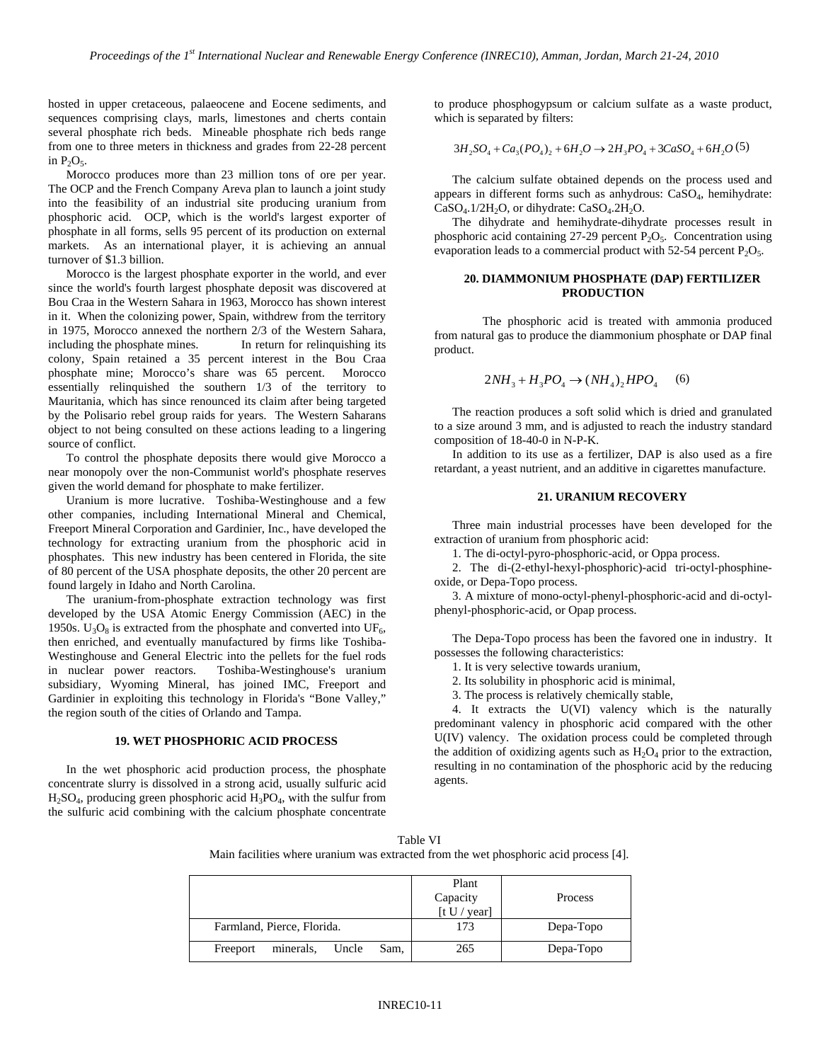hosted in upper cretaceous, palaeocene and Eocene sediments, and sequences comprising clays, marls, limestones and cherts contain several phosphate rich beds. Mineable phosphate rich beds range from one to three meters in thickness and grades from 22-28 percent in $P_2O_5$.

Morocco produces more than 23 million tons of ore per year. The OCP and the French Company Areva plan to launch a joint study into the feasibility of an industrial site producing uranium from phosphoric acid. OCP, which is the world's largest exporter of phosphate in all forms, sells 95 percent of its production on external markets. As an international player, it is achieving an annual turnover of $1.3 billion.

Morocco is the largest phosphate exporter in the world, and ever since the world's fourth largest phosphate deposit was discovered at Bou Craa in the Western Sahara in 1963, Morocco has shown interest in it. When the colonizing power, Spain, withdrew from the territory in 1975, Morocco annexed the northern 2/3 of the Western Sahara, including the phosphate mines. In return for relinquishing its colony, Spain retained a 35 percent interest in the Bou Craa phosphate mine; Morocco's share was 65 percent. Morocco essentially relinquished the southern 1/3 of the territory to Mauritania, which has since renounced its claim after being targeted by the Polisario rebel group raids for years. The Western Saharans object to not being consulted on these actions leading to a lingering source of conflict.

To control the phosphate deposits there would give Morocco a near monopoly over the non-Communist world's phosphate reserves given the world demand for phosphate to make fertilizer.

Uranium is more lucrative. Toshiba-Westinghouse and a few other companies, including International Mineral and Chemical, Freeport Mineral Corporation and Gardinier, Inc., have developed the technology for extracting uranium from the phosphoric acid in phosphates. This new industry has been centered in Florida, the site of 80 percent of the USA phosphate deposits, the other 20 percent are found largely in Idaho and North Carolina.

The uranium-from-phosphate extraction technology was first developed by the USA Atomic Energy Commission (AEC) in the 1950s. $U_3O_8$ is extracted from the phosphate and converted into $UF_6$, then enriched, and eventually manufactured by firms like Toshiba-Westinghouse and General Electric into the pellets for the fuel rods in nuclear power reactors. Toshiba-Westinghouse's uranium subsidiary, Wyoming Mineral, has joined IMC, Freeport and Gardinier in exploiting this technology in Florida's "Bone Valley," the region south of the cities of Orlando and Tampa.

## 19. WET PHOSPHORIC ACID PROCESS

In the wet phosphoric acid production process, the phosphate concentrate slurry is dissolved in a strong acid, usually sulfuric acid $H_2SO_4$, producing green phosphoric acid $H_3PO_4$, with the sulfur from the sulfuric acid combining with the calcium phosphate concentrate to produce phosphogypsum or calcium sulfate as a waste product, which is separated by filters:

$$3H_2SO_4 + Ca_3(PO_4)_2 + 6H_2O \rightarrow 2H_3PO_4 + 3CaSO_4 + 6H_2O \quad (5)$$

The calcium sulfate obtained depends on the process used and appears in different forms such as anhydrous: $CaSO_4$, hemihydrate: $CaSO_4.1/2H_2O$, or dihydrate: $CaSO_4.2H_2O$.

The dihydrate and hemihydrate-dihydrate processes result in phosphoric acid containing 27-29 percent $P_2O_5$. Concentration using evaporation leads to a commercial product with 52-54 percent $P_2O_5$.

## 20. DIAMMONIUM PHOSPHATE (DAP) FERTILIZER PRODUCTION

The phosphoric acid is treated with ammonia produced from natural gas to produce the diammonium phosphate or DAP final product.

$$2NH_3 + H_3PO_4 \rightarrow (NH_4)_2HPO_4 \quad (6)$$

The reaction produces a soft solid which is dried and granulated to a size around 3 mm, and is adjusted to reach the industry standard composition of 18-40-0 in N-P-K.

In addition to its use as a fertilizer, DAP is also used as a fire retardant, a yeast nutrient, and an additive in cigarettes manufacture.

## 21. URANIUM RECOVERY

Three main industrial processes have been developed for the extraction of uranium from phosphoric acid:

1. The di-octyl-pyro-phosphoric-acid, or Oppa process.
2. The di-(2-ethyl-hexyl-phosphoric)-acid tri-octyl-phosphine-oxide, or Depa-Topo process.
3. A mixture of mono-octyl-phenyl-phosphoric-acid and di-octyl-phenyl-phosphoric-acid, or Opap process.

The Depa-Topo process has been the favored one in industry. It possesses the following characteristics:

1. It is very selective towards uranium,
2. Its solubility in phosphoric acid is minimal,
3. The process is relatively chemically stable,
4. It extracts the U(VI) valency which is the naturally predominant valency in phosphoric acid compared with the other U(IV) valency. The oxidation process could be completed through the addition of oxidizing agents such as $H_2O_4$ prior to the extraction, resulting in no contamination of the phosphoric acid by the reducing agents.

Table VI
Main facilities where uranium was extracted from the wet phosphoric acid process [4].

| | Plant Capacity [t U / year] | Process |
|---|---|---|
| Farmland, Pierce, Florida. | 173 | Depa-Topo |
| Freeport minerals, Uncle Sam, | 265 | Depa-Topo |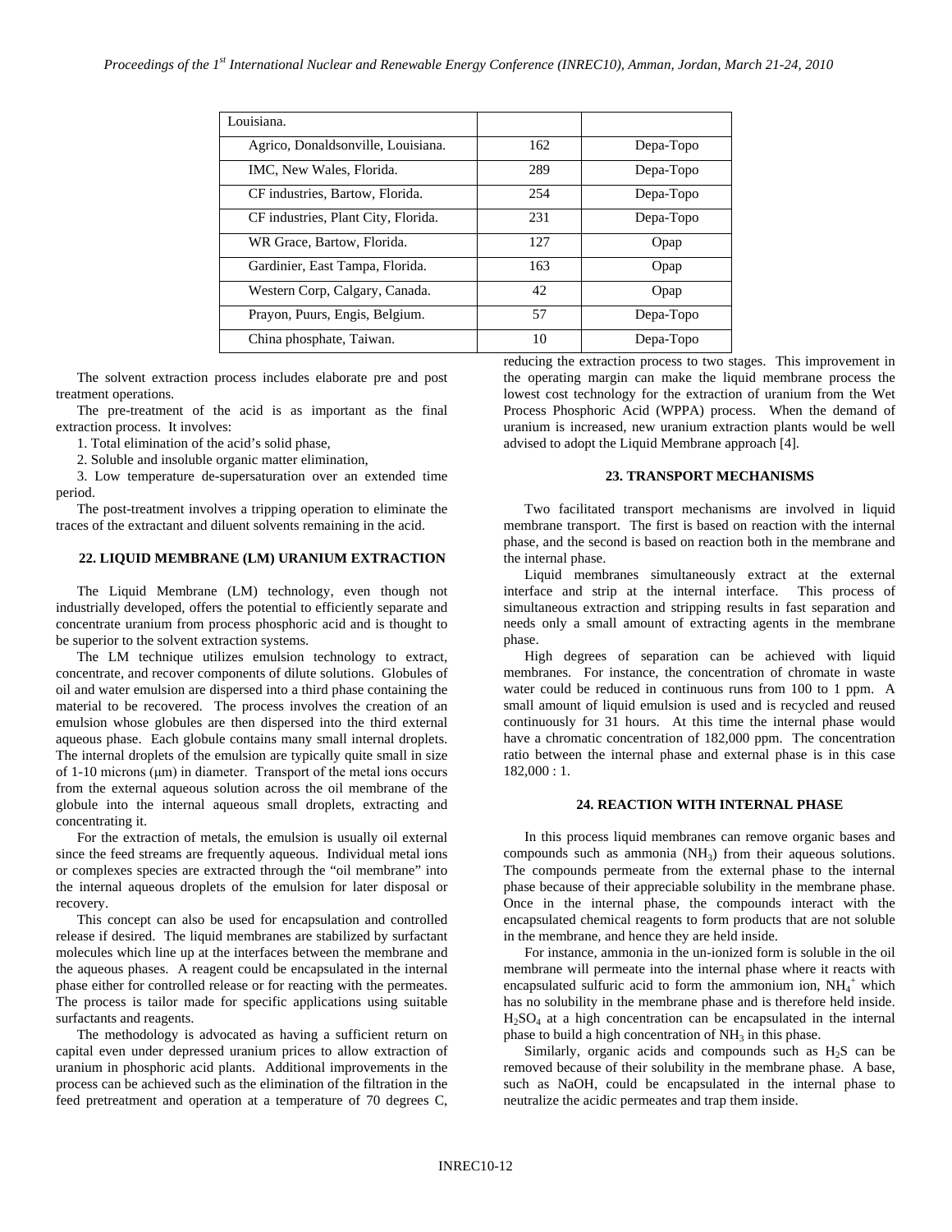| Louisiana. | | |
|---|---|---|
| Agrico, Donaldsonville, Louisiana. | 162 | Depa-Topo |
| IMC, New Wales, Florida. | 289 | Depa-Topo |
| CF industries, Bartow, Florida. | 254 | Depa-Topo |
| CF industries, Plant City, Florida. | 231 | Depa-Topo |
| WR Grace, Bartow, Florida. | 127 | Opap |
| Gardinier, East Tampa, Florida. | 163 | Opap |
| Western Corp, Calgary, Canada. | 42 | Opap |
| Prayon, Puurs, Engis, Belgium. | 57 | Depa-Topo |
| China phosphate, Taiwan. | 10 | Depa-Topo |

The solvent extraction process includes elaborate pre and post treatment operations.

The pre-treatment of the acid is as important as the final extraction process. It involves:

1. Total elimination of the acid's solid phase,
2. Soluble and insoluble organic matter elimination,
3. Low temperature de-supersaturation over an extended time period.

The post-treatment involves a tripping operation to eliminate the traces of the extractant and diluent solvents remaining in the acid.

## 22. LIQUID MEMBRANE (LM) URANIUM EXTRACTION

The Liquid Membrane (LM) technology, even though not industrially developed, offers the potential to efficiently separate and concentrate uranium from process phosphoric acid and is thought to be superior to the solvent extraction systems.

The LM technique utilizes emulsion technology to extract, concentrate, and recover components of dilute solutions. Globules of oil and water emulsion are dispersed into a third phase containing the material to be recovered. The process involves the creation of an emulsion whose globules are then dispersed into the third external aqueous phase. Each globule contains many small internal droplets. The internal droplets of the emulsion are typically quite small in size of 1-10 microns (μm) in diameter. Transport of the metal ions occurs from the external aqueous solution across the oil membrane of the globule into the internal aqueous small droplets, extracting and concentrating it.

For the extraction of metals, the emulsion is usually oil external since the feed streams are frequently aqueous. Individual metal ions or complexes species are extracted through the "oil membrane" into the internal aqueous droplets of the emulsion for later disposal or recovery.

This concept can also be used for encapsulation and controlled release if desired. The liquid membranes are stabilized by surfactant molecules which line up at the interfaces between the membrane and the aqueous phases. A reagent could be encapsulated in the internal phase either for controlled release or for reacting with the permeates. The process is tailor made for specific applications using suitable surfactants and reagents.

The methodology is advocated as having a sufficient return on capital even under depressed uranium prices to allow extraction of uranium in phosphoric acid plants. Additional improvements in the process can be achieved such as the elimination of the filtration in the feed pretreatment and operation at a temperature of 70 degrees C, reducing the extraction process to two stages. This improvement in the operating margin can make the liquid membrane process the lowest cost technology for the extraction of uranium from the Wet Process Phosphoric Acid (WPPA) process. When the demand of uranium is increased, new uranium extraction plants would be well advised to adopt the Liquid Membrane approach [4].

## 23. TRANSPORT MECHANISMS

Two facilitated transport mechanisms are involved in liquid membrane transport. The first is based on reaction with the internal phase, and the second is based on reaction both in the membrane and the internal phase.

Liquid membranes simultaneously extract at the external interface and strip at the internal interface. This process of simultaneous extraction and stripping results in fast separation and needs only a small amount of extracting agents in the membrane phase.

High degrees of separation can be achieved with liquid membranes. For instance, the concentration of chromate in waste water could be reduced in continuous runs from 100 to 1 ppm. A small amount of liquid emulsion is used and is recycled and reused continuously for 31 hours. At this time the internal phase would have a chromatic concentration of 182,000 ppm. The concentration ratio between the internal phase and external phase is in this case 182,000 : 1.

## 24. REACTION WITH INTERNAL PHASE

In this process liquid membranes can remove organic bases and compounds such as ammonia ($NH_3$) from their aqueous solutions. The compounds permeate from the external phase to the internal phase because of their appreciable solubility in the membrane phase. Once in the internal phase, the compounds interact with the encapsulated chemical reagents to form products that are not soluble in the membrane, and hence they are held inside.

For instance, ammonia in the un-ionized form is soluble in the oil membrane will permeate into the internal phase where it reacts with encapsulated sulfuric acid to form the ammonium ion, $NH_4^+$ which has no solubility in the membrane phase and is therefore held inside. $H_2SO_4$ at a high concentration can be encapsulated in the internal phase to build a high concentration of $NH_3$ in this phase.

Similarly, organic acids and compounds such as $H_2S$ can be removed because of their solubility in the membrane phase. A base, such as NaOH, could be encapsulated in the internal phase to neutralize the acidic permeates and trap them inside.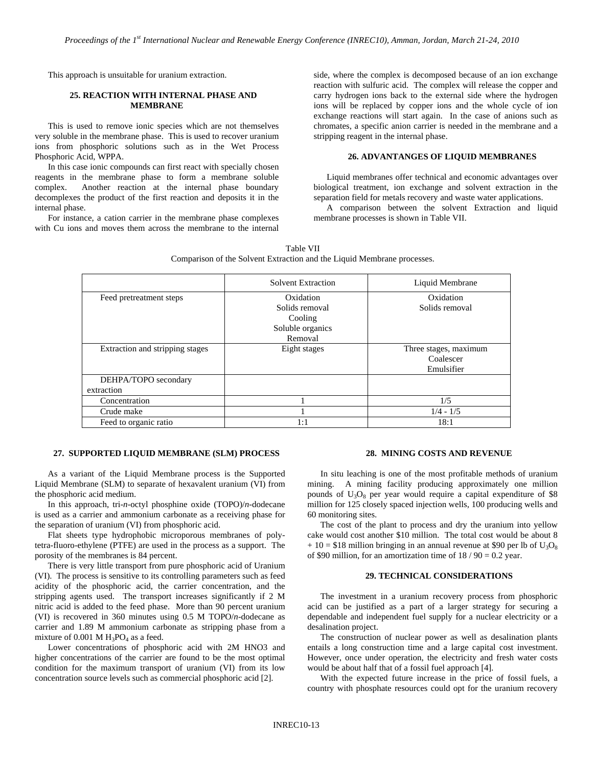This approach is unsuitable for uranium extraction.

## 25. REACTION WITH INTERNAL PHASE AND MEMBRANE

This is used to remove ionic species which are not themselves very soluble in the membrane phase. This is used to recover uranium ions from phosphoric solutions such as in the Wet Process Phosphoric Acid, WPPA.

In this case ionic compounds can first react with specially chosen reagents in the membrane phase to form a membrane soluble complex. Another reaction at the internal phase boundary decomplexes the product of the first reaction and deposits it in the internal phase.

For instance, a cation carrier in the membrane phase complexes with Cu ions and moves them across the membrane to the internal side, where the complex is decomposed because of an ion exchange reaction with sulfuric acid. The complex will release the copper and carry hydrogen ions back to the external side where the hydrogen ions will be replaced by copper ions and the whole cycle of ion exchange reactions will start again. In the case of anions such as chromates, a specific anion carrier is needed in the membrane and a stripping reagent in the internal phase.

## 26. ADVANTANGES OF LIQUID MEMBRANES

Liquid membranes offer technical and economic advantages over biological treatment, ion exchange and solvent extraction in the separation field for metals recovery and waste water applications.

A comparison between the solvent Extraction and liquid membrane processes is shown in Table VII.

Table VII
Comparison of the Solvent Extraction and the Liquid Membrane processes.

| | Solvent Extraction | Liquid Membrane |
|---|---|---|
| Feed pretreatment steps | Oxidation<br>Solids removal<br>Cooling<br>Soluble organics<br>Removal | Oxidation<br>Solids removal |
| Extraction and stripping stages | Eight stages | Three stages, maximum<br>Coalescer<br>Emulsifier |
| DEHPA/TOPO secondary extraction | | |
| Concentration | 1 | 1/5 |
| Crude make | 1 | 1/4 - 1/5 |
| Feed to organic ratio | 1:1 | 18:1 |

## 27. SUPPORTED LIQUID MEMBRANE (SLM) PROCESS

As a variant of the Liquid Membrane process is the Supported Liquid Membrane (SLM) to separate of hexavalent uranium (VI) from the phosphoric acid medium.

In this approach, tri-*n*-octyl phosphine oxide (TOPO)/*n*-dodecane is used as a carrier and ammonium carbonate as a receiving phase for the separation of uranium (VI) from phosphoric acid.

Flat sheets type hydrophobic microporous membranes of poly-tetra-fluoro-ethylene (PTFE) are used in the process as a support. The porosity of the membranes is 84 percent.

There is very little transport from pure phosphoric acid of Uranium (VI). The process is sensitive to its controlling parameters such as feed acidity of the phosphoric acid, the carrier concentration, and the stripping agents used. The transport increases significantly if 2 M nitric acid is added to the feed phase. More than 90 percent uranium (VI) is recovered in 360 minutes using 0.5 M TOPO/*n*-dodecane as carrier and 1.89 M ammonium carbonate as stripping phase from a mixture of 0.001 M $H_3PO_4$ as a feed.

Lower concentrations of phosphoric acid with 2M HNO3 and higher concentrations of the carrier are found to be the most optimal condition for the maximum transport of uranium (VI) from its low concentration source levels such as commercial phosphoric acid [2].

## 28. MINING COSTS AND REVENUE

In situ leaching is one of the most profitable methods of uranium mining. A mining facility producing approximately one million pounds of $U_3O_8$ per year would require a capital expenditure of \$8 million for 125 closely spaced injection wells, 100 producing wells and 60 monitoring sites.

The cost of the plant to process and dry the uranium into yellow cake would cost another \$10 million. The total cost would be about 8 + 10 = \$18 million bringing in an annual revenue at \$90 per lb of $U_3O_8$ of \$90 million, for an amortization time of 18 / 90 = 0.2 year.

## 29. TECHNICAL CONSIDERATIONS

The investment in a uranium recovery process from phosphoric acid can be justified as a part of a larger strategy for securing a dependable and independent fuel supply for a nuclear electricity or a desalination project.

The construction of nuclear power as well as desalination plants entails a long construction time and a large capital cost investment. However, once under operation, the electricity and fresh water costs would be about half that of a fossil fuel approach [4].

With the expected future increase in the price of fossil fuels, a country with phosphate resources could opt for the uranium recovery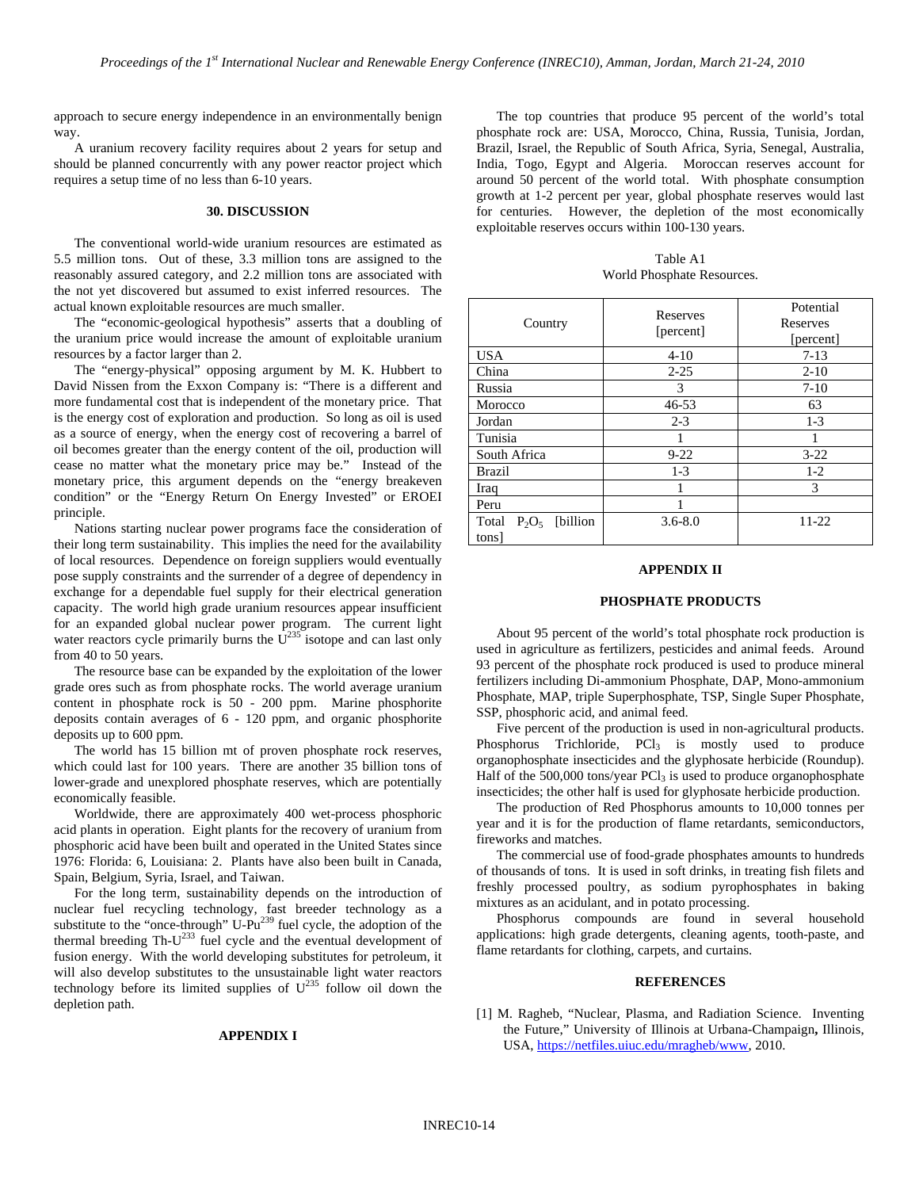approach to secure energy independence in an environmentally benign way.

A uranium recovery facility requires about 2 years for setup and should be planned concurrently with any power reactor project which requires a setup time of no less than 6-10 years.

## 30. DISCUSSION

The conventional world-wide uranium resources are estimated as 5.5 million tons. Out of these, 3.3 million tons are assigned to the reasonably assured category, and 2.2 million tons are associated with the not yet discovered but assumed to exist inferred resources. The actual known exploitable resources are much smaller.

The "economic-geological hypothesis" asserts that a doubling of the uranium price would increase the amount of exploitable uranium resources by a factor larger than 2.

The "energy-physical" opposing argument by M. K. Hubbert to David Nissen from the Exxon Company is: "There is a different and more fundamental cost that is independent of the monetary price. That is the energy cost of exploration and production. So long as oil is used as a source of energy, when the energy cost of recovering a barrel of oil becomes greater than the energy content of the oil, production will cease no matter what the monetary price may be." Instead of the monetary price, this argument depends on the "energy breakeven condition" or the "Energy Return On Energy Invested" or EROEI principle.

Nations starting nuclear power programs face the consideration of their long term sustainability. This implies the need for the availability of local resources. Dependence on foreign suppliers would eventually pose supply constraints and the surrender of a degree of dependency in exchange for a dependable fuel supply for their electrical generation capacity. The world high grade uranium resources appear insufficient for an expanded global nuclear power program. The current light water reactors cycle primarily burns the $U^{235}$ isotope and can last only from 40 to 50 years.

The resource base can be expanded by the exploitation of the lower grade ores such as from phosphate rocks. The world average uranium content in phosphate rock is 50 - 200 ppm. Marine phosphorite deposits contain averages of 6 - 120 ppm, and organic phosphorite deposits up to 600 ppm.

The world has 15 billion mt of proven phosphate rock reserves, which could last for 100 years. There are another 35 billion tons of lower-grade and unexplored phosphate reserves, which are potentially economically feasible.

Worldwide, there are approximately 400 wet-process phosphoric acid plants in operation. Eight plants for the recovery of uranium from phosphoric acid have been built and operated in the United States since 1976: Florida: 6, Louisiana: 2. Plants have also been built in Canada, Spain, Belgium, Syria, Israel, and Taiwan.

For the long term, sustainability depends on the introduction of nuclear fuel recycling technology, fast breeder technology as a substitute to the "once-through" U-$Pu^{239}$ fuel cycle, the adoption of the thermal breeding Th-$U^{233}$ fuel cycle and the eventual development of fusion energy. With the world developing substitutes for petroleum, it will also develop substitutes to the unsustainable light water reactors technology before its limited supplies of $U^{235}$ follow oil down the depletion path.

## APPENDIX I

The top countries that produce 95 percent of the world's total phosphate rock are: USA, Morocco, China, Russia, Tunisia, Jordan, Brazil, Israel, the Republic of South Africa, Syria, Senegal, Australia, India, Togo, Egypt and Algeria. Moroccan reserves account for around 50 percent of the world total. With phosphate consumption growth at 1-2 percent per year, global phosphate reserves would last for centuries. However, the depletion of the most economically exploitable reserves occurs within 100-130 years.

Table A1
World Phosphate Resources.

| Country | Reserves [percent] | Potential Reserves [percent] |
|---|---|---|
| USA | 4-10 | 7-13 |
| China | 2-25 | 2-10 |
| Russia | 3 | 7-10 |
| Morocco | 46-53 | 63 |
| Jordan | 2-3 | 1-3 |
| Tunisia | 1 | 1 |
| South Africa | 9-22 | 3-22 |
| Brazil | 1-3 | 1-2 |
| Iraq | 1 | 3 |
| Peru | 1 | |
| Total $P_2O_5$ [billion tons] | 3.6-8.0 | 11-22 |

## APPENDIX II

## PHOSPHATE PRODUCTS

About 95 percent of the world's total phosphate rock production is used in agriculture as fertilizers, pesticides and animal feeds. Around 93 percent of the phosphate rock produced is used to produce mineral fertilizers including Di-ammonium Phosphate, DAP, Mono-ammonium Phosphate, MAP, triple Superphosphate, TSP, Single Super Phosphate, SSP, phosphoric acid, and animal feed.

Five percent of the production is used in non-agricultural products. Phosphorus Trichloride, $PCl_3$ is mostly used to produce organophosphate insecticides and the glyphosate herbicide (Roundup). Half of the 500,000 tons/year $PCl_3$ is used to produce organophosphate insecticides; the other half is used for glyphosate herbicide production.

The production of Red Phosphorus amounts to 10,000 tonnes per year and it is for the production of flame retardants, semiconductors, fireworks and matches.

The commercial use of food-grade phosphates amounts to hundreds of thousands of tons. It is used in soft drinks, in treating fish filets and freshly processed poultry, as sodium pyrophosphates in baking mixtures as an acidulant, and in potato processing.

Phosphorus compounds are found in several household applications: high grade detergents, cleaning agents, tooth-paste, and flame retardants for clothing, carpets, and curtains.

## REFERENCES

[1] M. Ragheb, "Nuclear, Plasma, and Radiation Science. Inventing the Future," University of Illinois at Urbana-Champaign, Illinois, USA, https://netfiles.uiuc.edu/mragheb/www, 2010.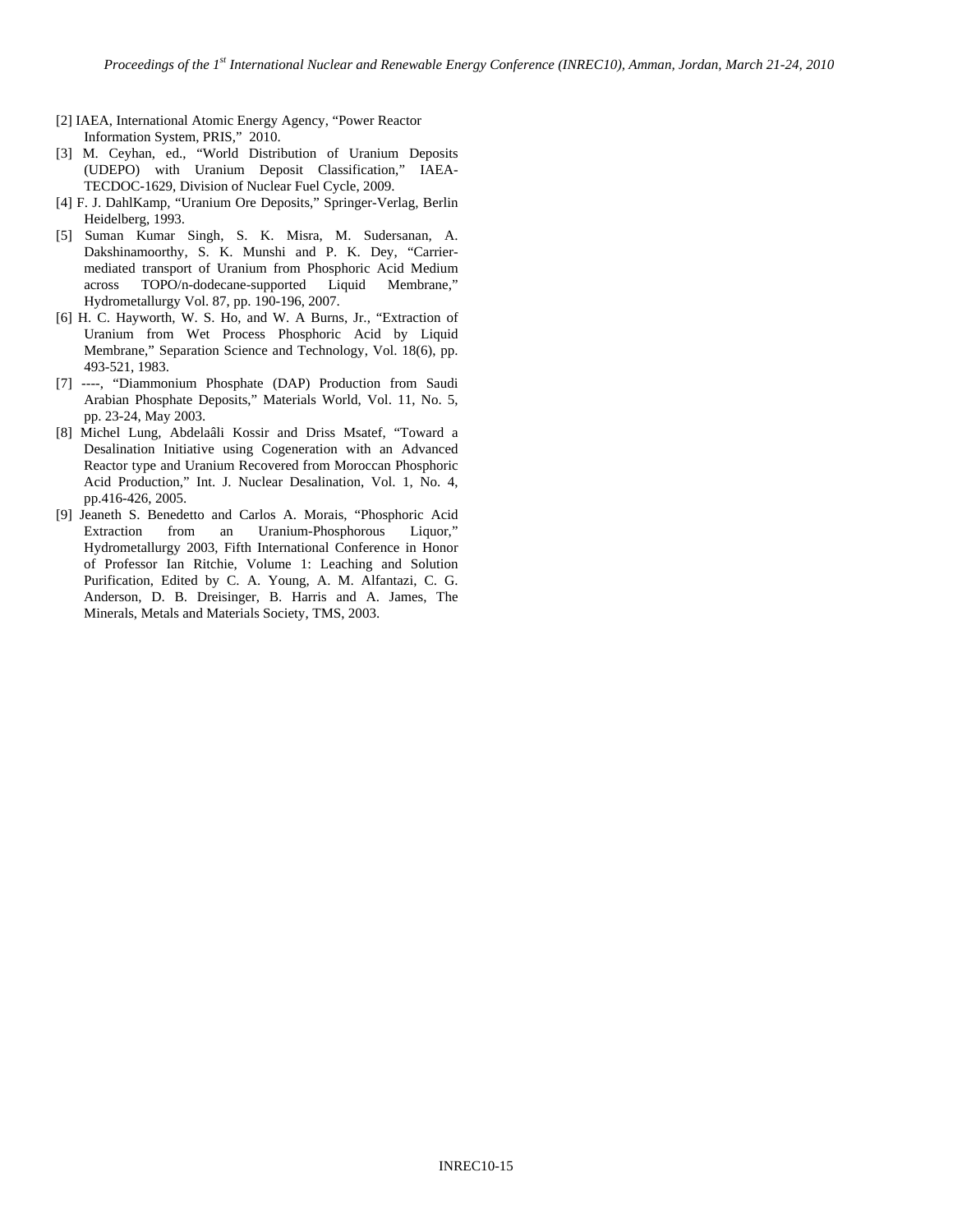[2] IAEA, International Atomic Energy Agency, "Power Reactor Information System, PRIS," 2010.

[3] M. Ceyhan, ed., "World Distribution of Uranium Deposits (UDEPO) with Uranium Deposit Classification," IAEA-TECDOC-1629, Division of Nuclear Fuel Cycle, 2009.

[4] F. J. DahlKamp, "Uranium Ore Deposits," Springer-Verlag, Berlin Heidelberg, 1993.

[5] Suman Kumar Singh, S. K. Misra, M. Sudersanan, A. Dakshinamoorthy, S. K. Munshi and P. K. Dey, "Carrier-mediated transport of Uranium from Phosphoric Acid Medium across TOPO/n-dodecane-supported Liquid Membrane," Hydrometallurgy Vol. 87, pp. 190-196, 2007.

[6] H. C. Hayworth, W. S. Ho, and W. A Burns, Jr., "Extraction of Uranium from Wet Process Phosphoric Acid by Liquid Membrane," Separation Science and Technology, Vol. 18(6), pp. 493-521, 1983.

[7] ----, "Diammonium Phosphate (DAP) Production from Saudi Arabian Phosphate Deposits," Materials World, Vol. 11, No. 5, pp. 23-24, May 2003.

[8] Michel Lung, Abdelaâli Kossir and Driss Msatef, "Toward a Desalination Initiative using Cogeneration with an Advanced Reactor type and Uranium Recovered from Moroccan Phosphoric Acid Production," Int. J. Nuclear Desalination, Vol. 1, No. 4, pp.416-426, 2005.

[9] Jeaneth S. Benedetto and Carlos A. Morais, "Phosphoric Acid Extraction from an Uranium-Phosphorous Liquor," Hydrometallurgy 2003, Fifth International Conference in Honor of Professor Ian Ritchie, Volume 1: Leaching and Solution Purification, Edited by C. A. Young, A. M. Alfantazi, C. G. Anderson, D. B. Dreisinger, B. Harris and A. James, The Minerals, Metals and Materials Society, TMS, 2003.